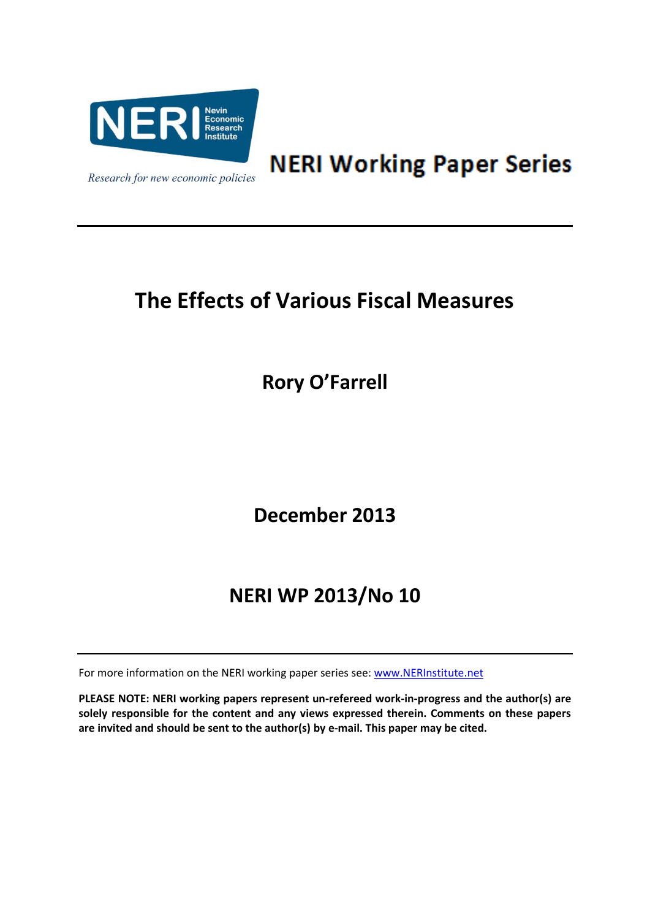NERI Nevin Economic Research Institute

*Research for new economic policies*

**NERI Working Paper Series**

---

# The Effects of Various Fiscal Measures

## Rory O'Farrell

## December 2013

## NERI WP 2013/No 10

---

For more information on the NERI working paper series see: www.NERInstitute.net

**PLEASE NOTE: NERI working papers represent un-refereed work-in-progress and the author(s) are solely responsible for the content and any views expressed therein. Comments on these papers are invited and should be sent to the author(s) by e-mail. This paper may be cited.**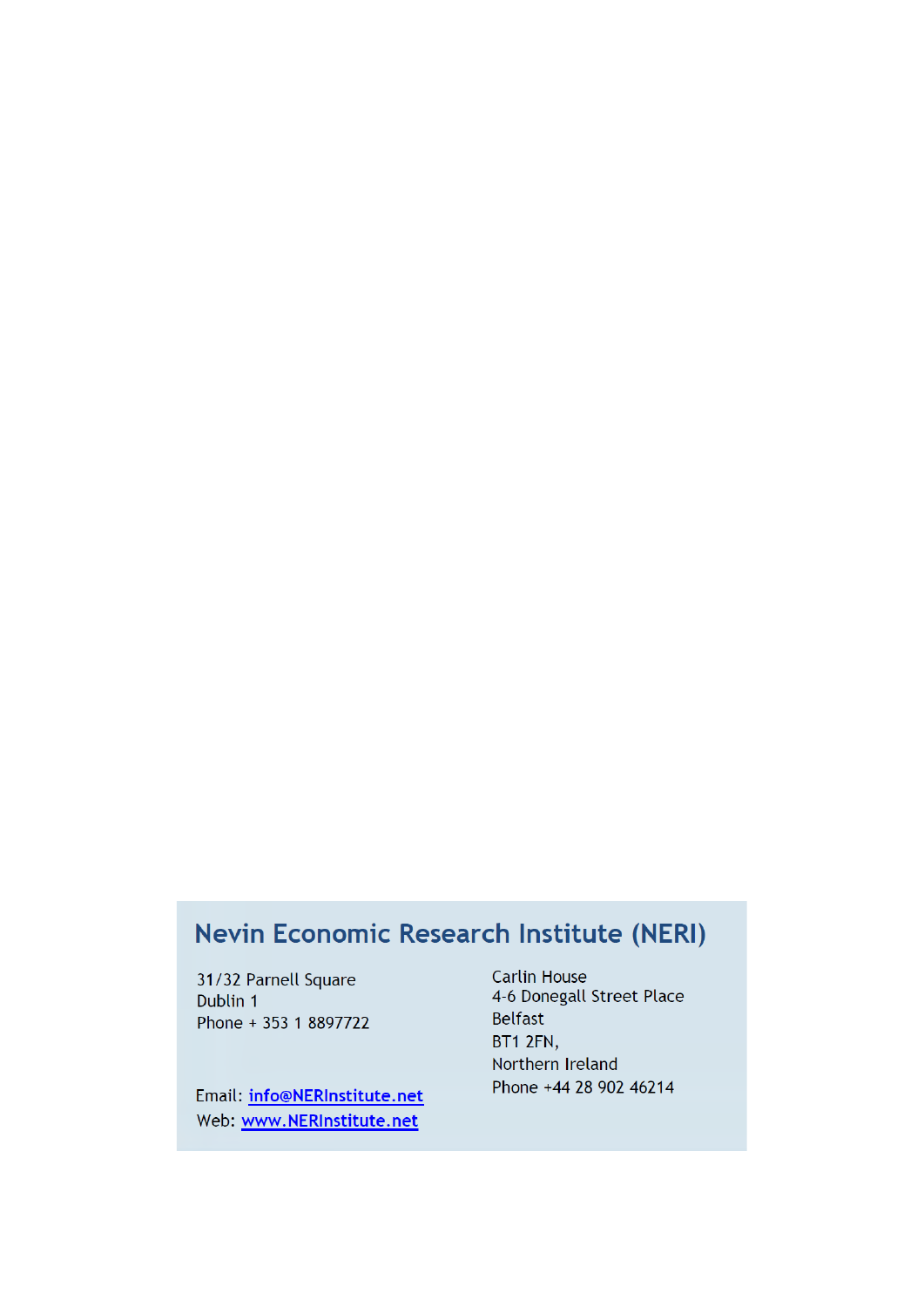## Nevin Economic Research Institute (NERI)

31/32 Parnell Square
Dublin 1
Phone + 353 1 8897722

Carlin House
4-6 Donegall Street Place
Belfast
BT1 2FN,
Northern Ireland
Phone +44 28 902 46214

Email: info@NERInstitute.net
Web: www.NERInstitute.net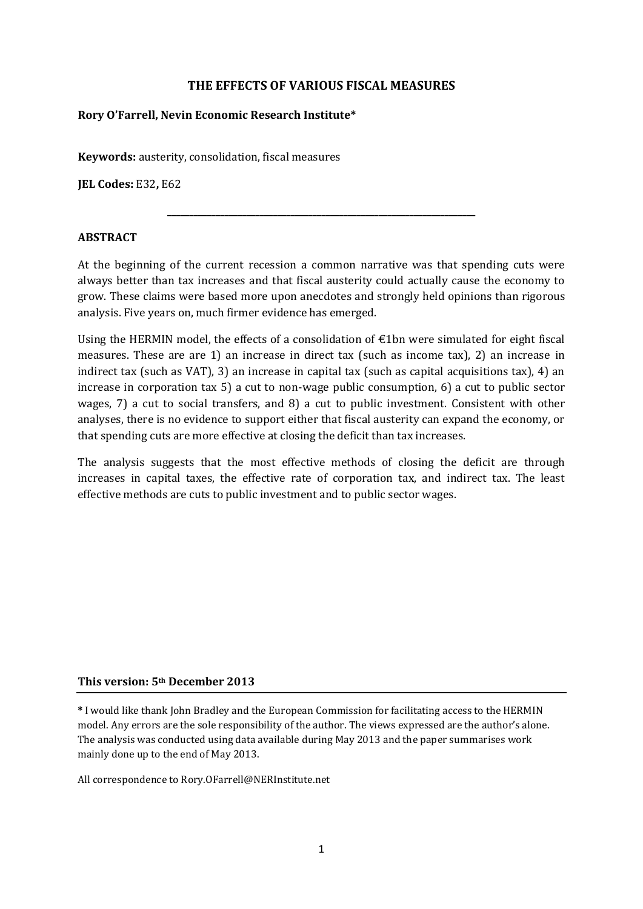# THE EFFECTS OF VARIOUS FISCAL MEASURES

**Rory O'Farrell, Nevin Economic Research Institute***

**Keywords:** austerity, consolidation, fiscal measures

**JEL Codes:** E32**,** E62

---

## ABSTRACT

At the beginning of the current recession a common narrative was that spending cuts were always better than tax increases and that fiscal austerity could actually cause the economy to grow. These claims were based more upon anecdotes and strongly held opinions than rigorous analysis. Five years on, much firmer evidence has emerged.

Using the HERMIN model, the effects of a consolidation of €1bn were simulated for eight fiscal measures. These are are 1) an increase in direct tax (such as income tax), 2) an increase in indirect tax (such as VAT), 3) an increase in capital tax (such as capital acquisitions tax), 4) an increase in corporation tax 5) a cut to non-wage public consumption, 6) a cut to public sector wages, 7) a cut to social transfers, and 8) a cut to public investment. Consistent with other analyses, there is no evidence to support either that fiscal austerity can expand the economy, or that spending cuts are more effective at closing the deficit than tax increases.

The analysis suggests that the most effective methods of closing the deficit are through increases in capital taxes, the effective rate of corporation tax, and indirect tax. The least effective methods are cuts to public investment and to public sector wages.

**This version: 5th December 2013**

**\*** I would like thank John Bradley and the European Commission for facilitating access to the HERMIN model. Any errors are the sole responsibility of the author. The views expressed are the author's alone. The analysis was conducted using data available during May 2013 and the paper summarises work mainly done up to the end of May 2013.

All correspondence to Rory.OFarrell@NERInstitute.net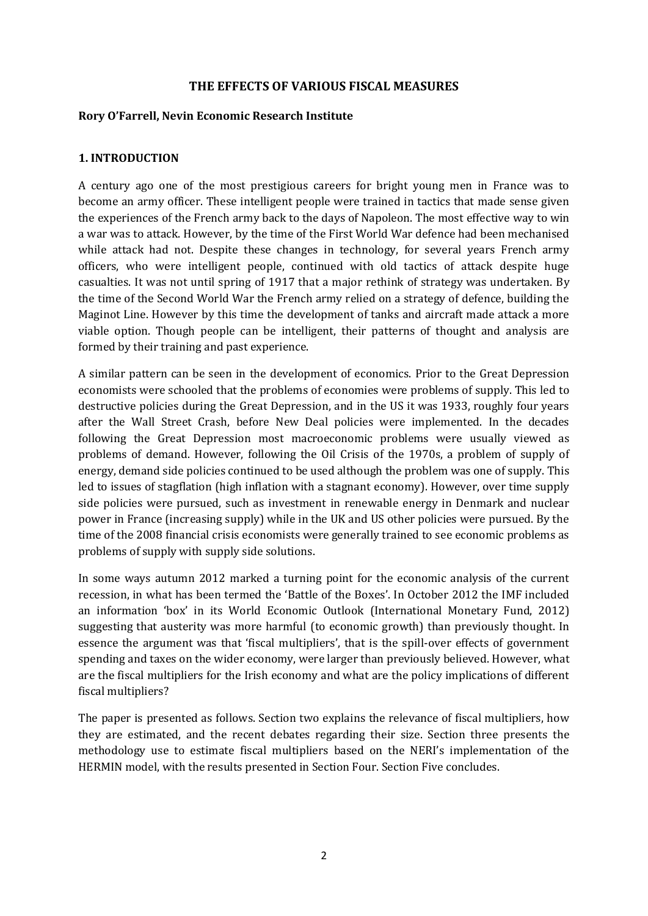## THE EFFECTS OF VARIOUS FISCAL MEASURES

**Rory O'Farrell, Nevin Economic Research Institute**

### 1. INTRODUCTION

A century ago one of the most prestigious careers for bright young men in France was to become an army officer. These intelligent people were trained in tactics that made sense given the experiences of the French army back to the days of Napoleon. The most effective way to win a war was to attack. However, by the time of the First World War defence had been mechanised while attack had not. Despite these changes in technology, for several years French army officers, who were intelligent people, continued with old tactics of attack despite huge casualties. It was not until spring of 1917 that a major rethink of strategy was undertaken. By the time of the Second World War the French army relied on a strategy of defence, building the Maginot Line. However by this time the development of tanks and aircraft made attack a more viable option. Though people can be intelligent, their patterns of thought and analysis are formed by their training and past experience.

A similar pattern can be seen in the development of economics. Prior to the Great Depression economists were schooled that the problems of economies were problems of supply. This led to destructive policies during the Great Depression, and in the US it was 1933, roughly four years after the Wall Street Crash, before New Deal policies were implemented. In the decades following the Great Depression most macroeconomic problems were usually viewed as problems of demand. However, following the Oil Crisis of the 1970s, a problem of supply of energy, demand side policies continued to be used although the problem was one of supply. This led to issues of stagflation (high inflation with a stagnant economy). However, over time supply side policies were pursued, such as investment in renewable energy in Denmark and nuclear power in France (increasing supply) while in the UK and US other policies were pursued. By the time of the 2008 financial crisis economists were generally trained to see economic problems as problems of supply with supply side solutions.

In some ways autumn 2012 marked a turning point for the economic analysis of the current recession, in what has been termed the 'Battle of the Boxes'. In October 2012 the IMF included an information 'box' in its World Economic Outlook (International Monetary Fund, 2012) suggesting that austerity was more harmful (to economic growth) than previously thought. In essence the argument was that 'fiscal multipliers', that is the spill-over effects of government spending and taxes on the wider economy, were larger than previously believed. However, what are the fiscal multipliers for the Irish economy and what are the policy implications of different fiscal multipliers?

The paper is presented as follows. Section two explains the relevance of fiscal multipliers, how they are estimated, and the recent debates regarding their size. Section three presents the methodology use to estimate fiscal multipliers based on the NERI's implementation of the HERMIN model, with the results presented in Section Four. Section Five concludes.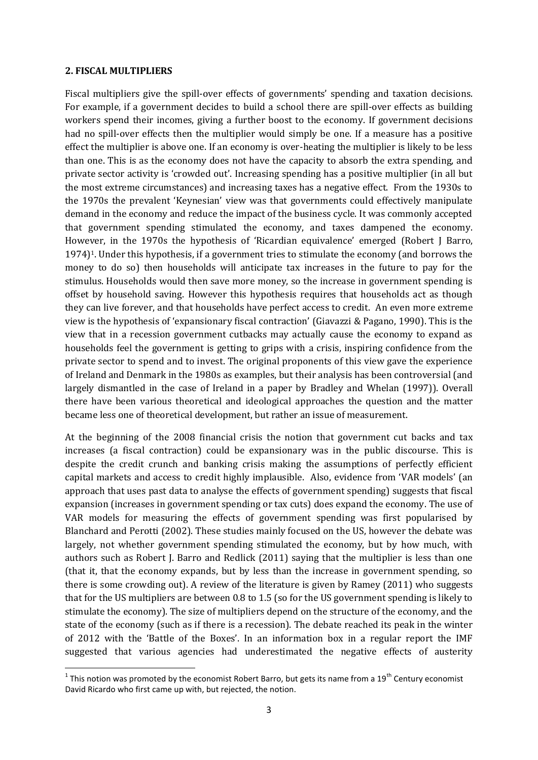## 2. FISCAL MULTIPLIERS

Fiscal multipliers give the spill-over effects of governments' spending and taxation decisions. For example, if a government decides to build a school there are spill-over effects as building workers spend their incomes, giving a further boost to the economy. If government decisions had no spill-over effects then the multiplier would simply be one. If a measure has a positive effect the multiplier is above one. If an economy is over-heating the multiplier is likely to be less than one. This is as the economy does not have the capacity to absorb the extra spending, and private sector activity is 'crowded out'. Increasing spending has a positive multiplier (in all but the most extreme circumstances) and increasing taxes has a negative effect. From the 1930s to the 1970s the prevalent 'Keynesian' view was that governments could effectively manipulate demand in the economy and reduce the impact of the business cycle. It was commonly accepted that government spending stimulated the economy, and taxes dampened the economy. However, in the 1970s the hypothesis of 'Ricardian equivalence' emerged (Robert J Barro, 1974)[1]. Under this hypothesis, if a government tries to stimulate the economy (and borrows the money to do so) then households will anticipate tax increases in the future to pay for the stimulus. Households would then save more money, so the increase in government spending is offset by household saving. However this hypothesis requires that households act as though they can live forever, and that households have perfect access to credit. An even more extreme view is the hypothesis of 'expansionary fiscal contraction' (Giavazzi & Pagano, 1990). This is the view that in a recession government cutbacks may actually cause the economy to expand as households feel the government is getting to grips with a crisis, inspiring confidence from the private sector to spend and to invest. The original proponents of this view gave the experience of Ireland and Denmark in the 1980s as examples, but their analysis has been controversial (and largely dismantled in the case of Ireland in a paper by Bradley and Whelan (1997)). Overall there have been various theoretical and ideological approaches the question and the matter became less one of theoretical development, but rather an issue of measurement.

At the beginning of the 2008 financial crisis the notion that government cut backs and tax increases (a fiscal contraction) could be expansionary was in the public discourse. This is despite the credit crunch and banking crisis making the assumptions of perfectly efficient capital markets and access to credit highly implausible. Also, evidence from 'VAR models' (an approach that uses past data to analyse the effects of government spending) suggests that fiscal expansion (increases in government spending or tax cuts) does expand the economy. The use of VAR models for measuring the effects of government spending was first popularised by Blanchard and Perotti (2002). These studies mainly focused on the US, however the debate was largely, not whether government spending stimulated the economy, but by how much, with authors such as Robert J. Barro and Redlick (2011) saying that the multiplier is less than one (that it, that the economy expands, but by less than the increase in government spending, so there is some crowding out). A review of the literature is given by Ramey (2011) who suggests that for the US multipliers are between 0.8 to 1.5 (so for the US government spending is likely to stimulate the economy). The size of multipliers depend on the structure of the economy, and the state of the economy (such as if there is a recession). The debate reached its peak in the winter of 2012 with the 'Battle of the Boxes'. In an information box in a regular report the IMF suggested that various agencies had underestimated the negative effects of austerity

[1] This notion was promoted by the economist Robert Barro, but gets its name from a 19th Century economist David Ricardo who first came up with, but rejected, the notion.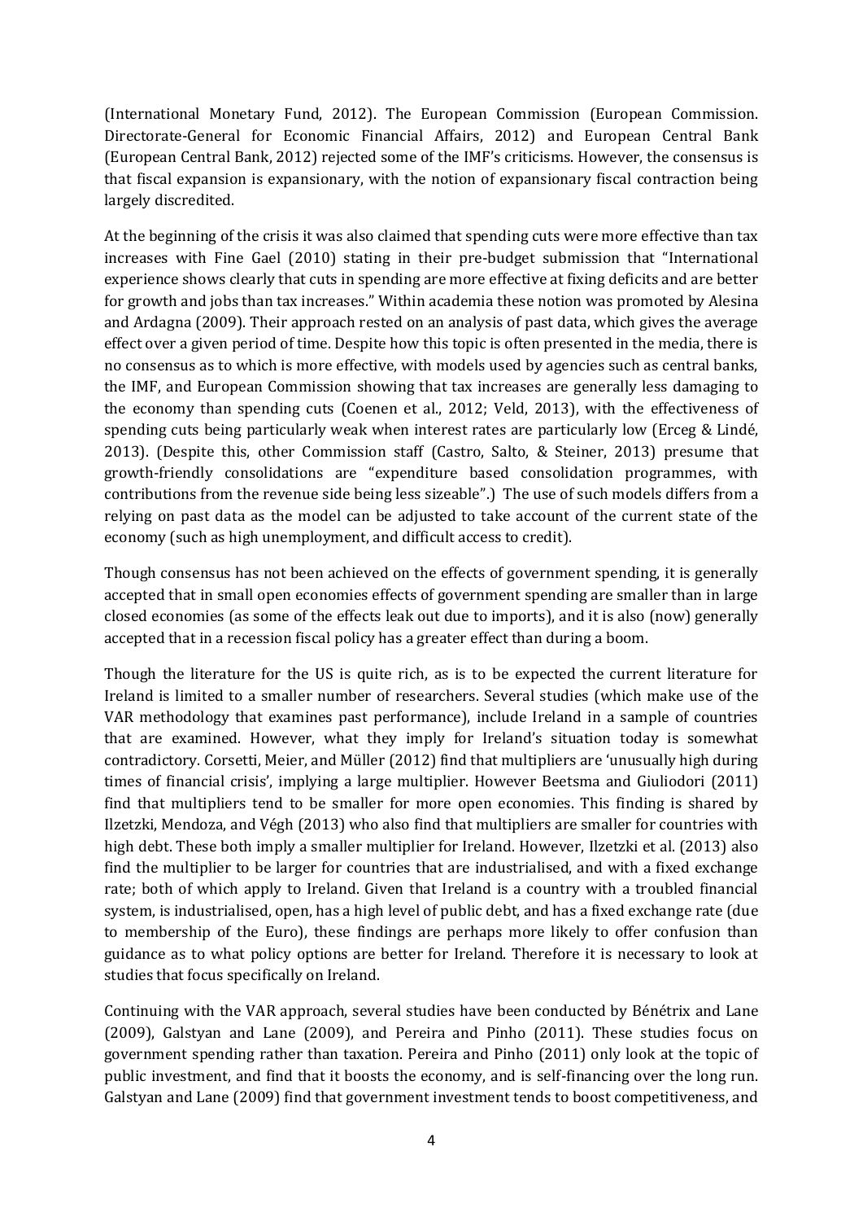(International Monetary Fund, 2012). The European Commission (European Commission. Directorate-General for Economic Financial Affairs, 2012) and European Central Bank (European Central Bank, 2012) rejected some of the IMF's criticisms. However, the consensus is that fiscal expansion is expansionary, with the notion of expansionary fiscal contraction being largely discredited.

At the beginning of the crisis it was also claimed that spending cuts were more effective than tax increases with Fine Gael (2010) stating in their pre-budget submission that "International experience shows clearly that cuts in spending are more effective at fixing deficits and are better for growth and jobs than tax increases." Within academia these notion was promoted by Alesina and Ardagna (2009). Their approach rested on an analysis of past data, which gives the average effect over a given period of time. Despite how this topic is often presented in the media, there is no consensus as to which is more effective, with models used by agencies such as central banks, the IMF, and European Commission showing that tax increases are generally less damaging to the economy than spending cuts (Coenen et al., 2012; Veld, 2013), with the effectiveness of spending cuts being particularly weak when interest rates are particularly low (Erceg & Lindé, 2013). (Despite this, other Commission staff (Castro, Salto, & Steiner, 2013) presume that growth-friendly consolidations are "expenditure based consolidation programmes, with contributions from the revenue side being less sizeable".) The use of such models differs from a relying on past data as the model can be adjusted to take account of the current state of the economy (such as high unemployment, and difficult access to credit).

Though consensus has not been achieved on the effects of government spending, it is generally accepted that in small open economies effects of government spending are smaller than in large closed economies (as some of the effects leak out due to imports), and it is also (now) generally accepted that in a recession fiscal policy has a greater effect than during a boom.

Though the literature for the US is quite rich, as is to be expected the current literature for Ireland is limited to a smaller number of researchers. Several studies (which make use of the VAR methodology that examines past performance), include Ireland in a sample of countries that are examined. However, what they imply for Ireland's situation today is somewhat contradictory. Corsetti, Meier, and Müller (2012) find that multipliers are 'unusually high during times of financial crisis', implying a large multiplier. However Beetsma and Giuliodori (2011) find that multipliers tend to be smaller for more open economies. This finding is shared by Ilzetzki, Mendoza, and Végh (2013) who also find that multipliers are smaller for countries with high debt. These both imply a smaller multiplier for Ireland. However, Ilzetzki et al. (2013) also find the multiplier to be larger for countries that are industrialised, and with a fixed exchange rate; both of which apply to Ireland. Given that Ireland is a country with a troubled financial system, is industrialised, open, has a high level of public debt, and has a fixed exchange rate (due to membership of the Euro), these findings are perhaps more likely to offer confusion than guidance as to what policy options are better for Ireland. Therefore it is necessary to look at studies that focus specifically on Ireland.

Continuing with the VAR approach, several studies have been conducted by Bénétrix and Lane (2009), Galstyan and Lane (2009), and Pereira and Pinho (2011). These studies focus on government spending rather than taxation. Pereira and Pinho (2011) only look at the topic of public investment, and find that it boosts the economy, and is self-financing over the long run. Galstyan and Lane (2009) find that government investment tends to boost competitiveness, and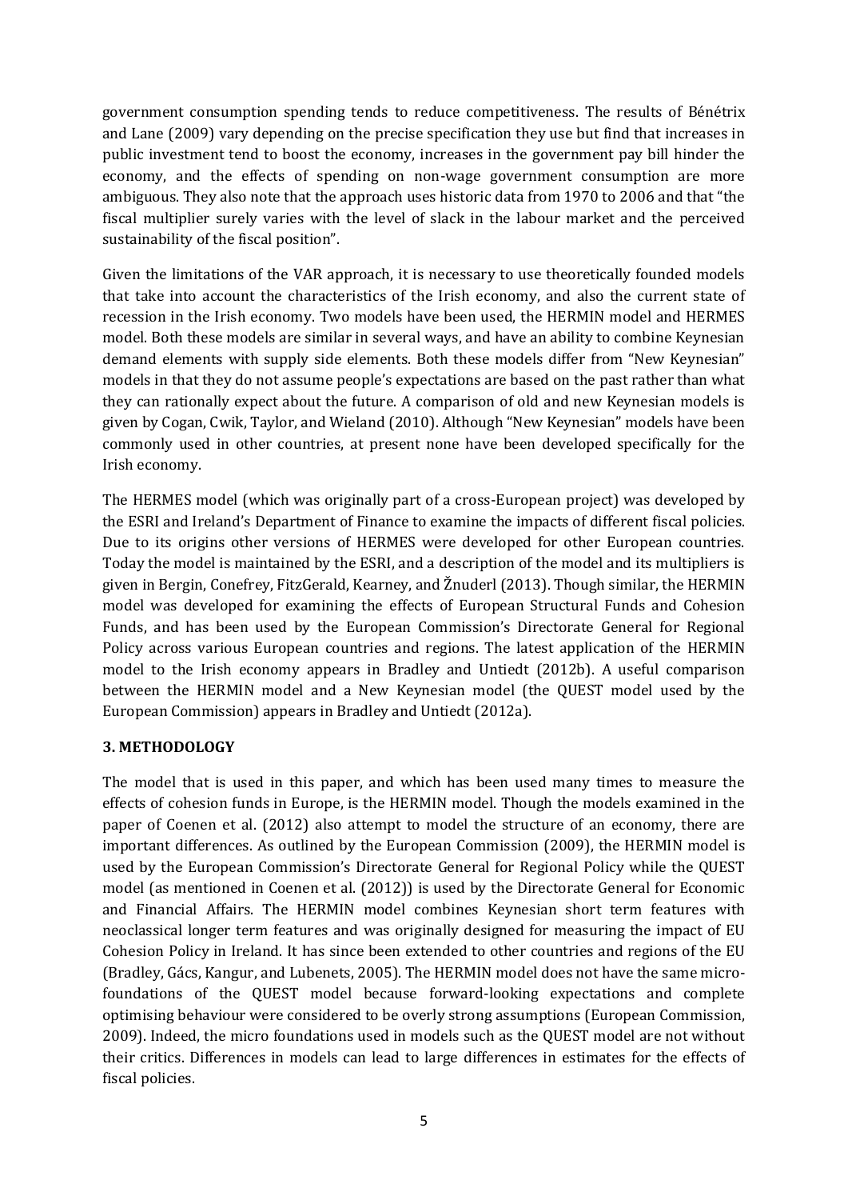government consumption spending tends to reduce competitiveness. The results of Bénétrix and Lane (2009) vary depending on the precise specification they use but find that increases in public investment tend to boost the economy, increases in the government pay bill hinder the economy, and the effects of spending on non-wage government consumption are more ambiguous. They also note that the approach uses historic data from 1970 to 2006 and that "the fiscal multiplier surely varies with the level of slack in the labour market and the perceived sustainability of the fiscal position".

Given the limitations of the VAR approach, it is necessary to use theoretically founded models that take into account the characteristics of the Irish economy, and also the current state of recession in the Irish economy. Two models have been used, the HERMIN model and HERMES model. Both these models are similar in several ways, and have an ability to combine Keynesian demand elements with supply side elements. Both these models differ from "New Keynesian" models in that they do not assume people's expectations are based on the past rather than what they can rationally expect about the future. A comparison of old and new Keynesian models is given by Cogan, Cwik, Taylor, and Wieland (2010). Although "New Keynesian" models have been commonly used in other countries, at present none have been developed specifically for the Irish economy.

The HERMES model (which was originally part of a cross-European project) was developed by the ESRI and Ireland's Department of Finance to examine the impacts of different fiscal policies. Due to its origins other versions of HERMES were developed for other European countries. Today the model is maintained by the ESRI, and a description of the model and its multipliers is given in Bergin, Conefrey, FitzGerald, Kearney, and Žnuderl (2013). Though similar, the HERMIN model was developed for examining the effects of European Structural Funds and Cohesion Funds, and has been used by the European Commission's Directorate General for Regional Policy across various European countries and regions. The latest application of the HERMIN model to the Irish economy appears in Bradley and Untiedt (2012b). A useful comparison between the HERMIN model and a New Keynesian model (the QUEST model used by the European Commission) appears in Bradley and Untiedt (2012a).

## 3. METHODOLOGY

The model that is used in this paper, and which has been used many times to measure the effects of cohesion funds in Europe, is the HERMIN model. Though the models examined in the paper of Coenen et al. (2012) also attempt to model the structure of an economy, there are important differences. As outlined by the European Commission (2009), the HERMIN model is used by the European Commission's Directorate General for Regional Policy while the QUEST model (as mentioned in Coenen et al. (2012)) is used by the Directorate General for Economic and Financial Affairs. The HERMIN model combines Keynesian short term features with neoclassical longer term features and was originally designed for measuring the impact of EU Cohesion Policy in Ireland. It has since been extended to other countries and regions of the EU (Bradley, Gács, Kangur, and Lubenets, 2005). The HERMIN model does not have the same micro-foundations of the QUEST model because forward-looking expectations and complete optimising behaviour were considered to be overly strong assumptions (European Commission, 2009). Indeed, the micro foundations used in models such as the QUEST model are not without their critics. Differences in models can lead to large differences in estimates for the effects of fiscal policies.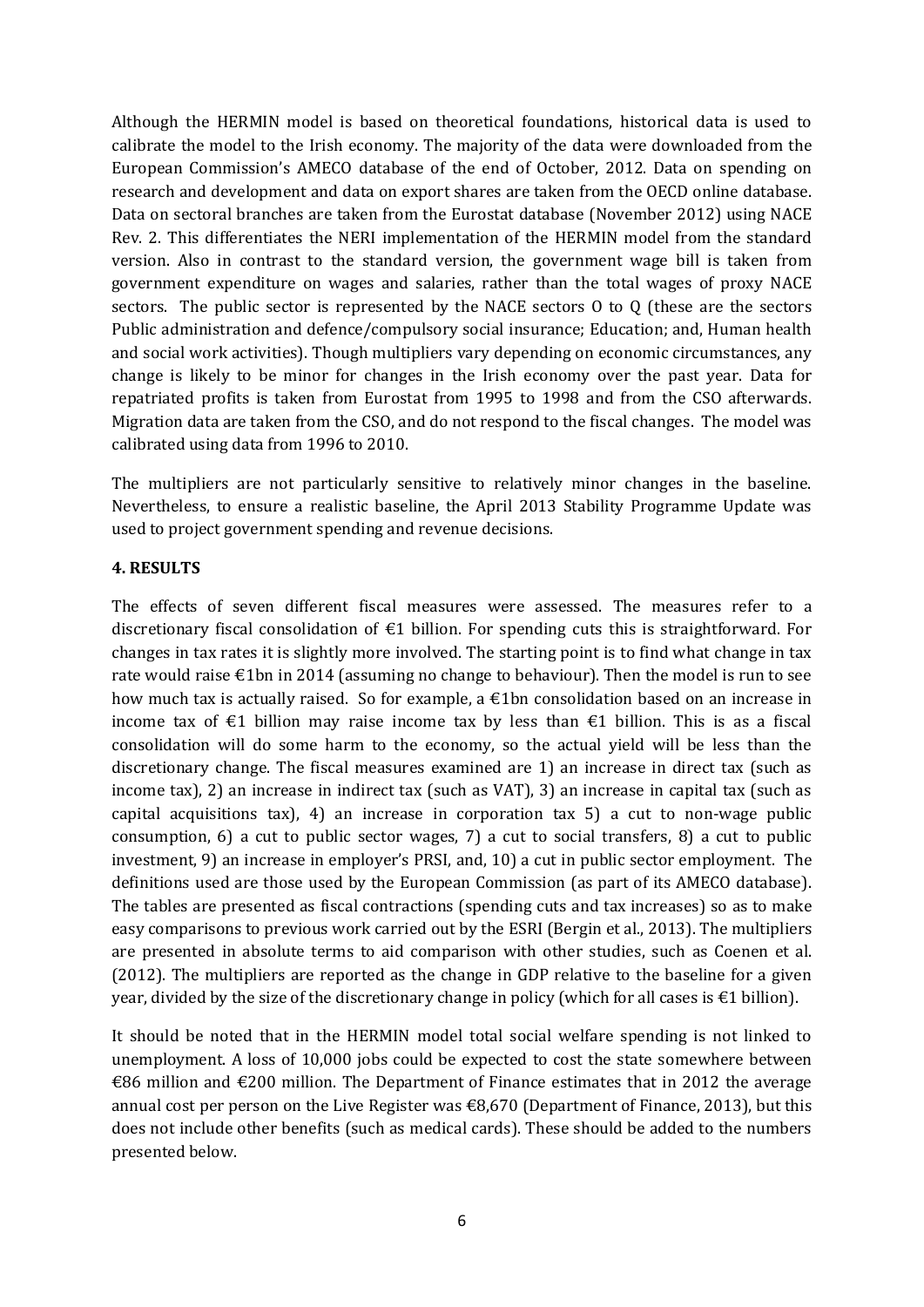Although the HERMIN model is based on theoretical foundations, historical data is used to calibrate the model to the Irish economy. The majority of the data were downloaded from the European Commission's AMECO database of the end of October, 2012. Data on spending on research and development and data on export shares are taken from the OECD online database. Data on sectoral branches are taken from the Eurostat database (November 2012) using NACE Rev. 2. This differentiates the NERI implementation of the HERMIN model from the standard version. Also in contrast to the standard version, the government wage bill is taken from government expenditure on wages and salaries, rather than the total wages of proxy NACE sectors. The public sector is represented by the NACE sectors O to Q (these are the sectors Public administration and defence/compulsory social insurance; Education; and, Human health and social work activities). Though multipliers vary depending on economic circumstances, any change is likely to be minor for changes in the Irish economy over the past year. Data for repatriated profits is taken from Eurostat from 1995 to 1998 and from the CSO afterwards. Migration data are taken from the CSO, and do not respond to the fiscal changes. The model was calibrated using data from 1996 to 2010.

The multipliers are not particularly sensitive to relatively minor changes in the baseline. Nevertheless, to ensure a realistic baseline, the April 2013 Stability Programme Update was used to project government spending and revenue decisions.

## 4. RESULTS

The effects of seven different fiscal measures were assessed. The measures refer to a discretionary fiscal consolidation of €1 billion. For spending cuts this is straightforward. For changes in tax rates it is slightly more involved. The starting point is to find what change in tax rate would raise €1bn in 2014 (assuming no change to behaviour). Then the model is run to see how much tax is actually raised. So for example, a €1bn consolidation based on an increase in income tax of €1 billion may raise income tax by less than €1 billion. This is as a fiscal consolidation will do some harm to the economy, so the actual yield will be less than the discretionary change. The fiscal measures examined are 1) an increase in direct tax (such as income tax), 2) an increase in indirect tax (such as VAT), 3) an increase in capital tax (such as capital acquisitions tax), 4) an increase in corporation tax 5) a cut to non-wage public consumption, 6) a cut to public sector wages, 7) a cut to social transfers, 8) a cut to public investment, 9) an increase in employer's PRSI, and, 10) a cut in public sector employment. The definitions used are those used by the European Commission (as part of its AMECO database). The tables are presented as fiscal contractions (spending cuts and tax increases) so as to make easy comparisons to previous work carried out by the ESRI (Bergin et al., 2013). The multipliers are presented in absolute terms to aid comparison with other studies, such as Coenen et al. (2012). The multipliers are reported as the change in GDP relative to the baseline for a given year, divided by the size of the discretionary change in policy (which for all cases is €1 billion).

It should be noted that in the HERMIN model total social welfare spending is not linked to unemployment. A loss of 10,000 jobs could be expected to cost the state somewhere between €86 million and €200 million. The Department of Finance estimates that in 2012 the average annual cost per person on the Live Register was €8,670 (Department of Finance, 2013), but this does not include other benefits (such as medical cards). These should be added to the numbers presented below.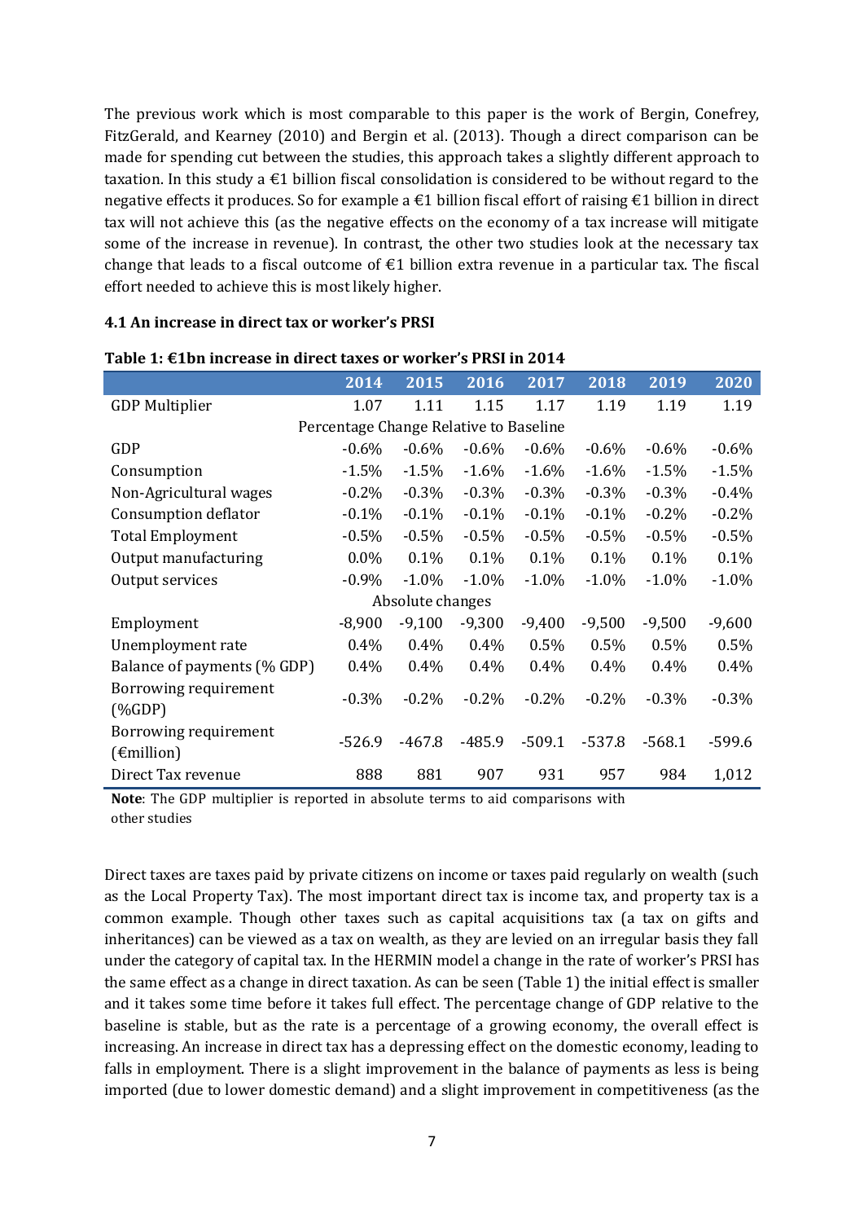The previous work which is most comparable to this paper is the work of Bergin, Conefrey, FitzGerald, and Kearney (2010) and Bergin et al. (2013). Though a direct comparison can be made for spending cut between the studies, this approach takes a slightly different approach to taxation. In this study a €1 billion fiscal consolidation is considered to be without regard to the negative effects it produces. So for example a €1 billion fiscal effort of raising €1 billion in direct tax will not achieve this (as the negative effects on the economy of a tax increase will mitigate some of the increase in revenue). In contrast, the other two studies look at the necessary tax change that leads to a fiscal outcome of €1 billion extra revenue in a particular tax. The fiscal effort needed to achieve this is most likely higher.

### 4.1 An increase in direct tax or worker's PRSI

**Table 1: €1bn increase in direct taxes or worker's PRSI in 2014**

| | 2014 | 2015 | 2016 | 2017 | 2018 | 2019 | 2020 |
|---|---|---|---|---|---|---|---|
| GDP Multiplier | 1.07 | 1.11 | 1.15 | 1.17 | 1.19 | 1.19 | 1.19 |
| Percentage Change Relative to Baseline | | | | | | | |
| GDP | -0.6% | -0.6% | -0.6% | -0.6% | -0.6% | -0.6% | -0.6% |
| Consumption | -1.5% | -1.5% | -1.6% | -1.6% | -1.6% | -1.5% | -1.5% |
| Non-Agricultural wages | -0.2% | -0.3% | -0.3% | -0.3% | -0.3% | -0.3% | -0.4% |
| Consumption deflator | -0.1% | -0.1% | -0.1% | -0.1% | -0.1% | -0.2% | -0.2% |
| Total Employment | -0.5% | -0.5% | -0.5% | -0.5% | -0.5% | -0.5% | -0.5% |
| Output manufacturing | 0.0% | 0.1% | 0.1% | 0.1% | 0.1% | 0.1% | 0.1% |
| Output services | -0.9% | -1.0% | -1.0% | -1.0% | -1.0% | -1.0% | -1.0% |
| Absolute changes | | | | | | | |
| Employment | -8,900 | -9,100 | -9,300 | -9,400 | -9,500 | -9,500 | -9,600 |
| Unemployment rate | 0.4% | 0.4% | 0.4% | 0.5% | 0.5% | 0.5% | 0.5% |
| Balance of payments (% GDP) | 0.4% | 0.4% | 0.4% | 0.4% | 0.4% | 0.4% | 0.4% |
| Borrowing requirement (%GDP) | -0.3% | -0.2% | -0.2% | -0.2% | -0.2% | -0.3% | -0.3% |
| Borrowing requirement (€million) | -526.9 | -467.8 | -485.9 | -509.1 | -537.8 | -568.1 | -599.6 |
| Direct Tax revenue | 888 | 881 | 907 | 931 | 957 | 984 | 1,012 |

**Note**: The GDP multiplier is reported in absolute terms to aid comparisons with other studies

Direct taxes are taxes paid by private citizens on income or taxes paid regularly on wealth (such as the Local Property Tax). The most important direct tax is income tax, and property tax is a common example. Though other taxes such as capital acquisitions tax (a tax on gifts and inheritances) can be viewed as a tax on wealth, as they are levied on an irregular basis they fall under the category of capital tax. In the HERMIN model a change in the rate of worker's PRSI has the same effect as a change in direct taxation. As can be seen (Table 1) the initial effect is smaller and it takes some time before it takes full effect. The percentage change of GDP relative to the baseline is stable, but as the rate is a percentage of a growing economy, the overall effect is increasing. An increase in direct tax has a depressing effect on the domestic economy, leading to falls in employment. There is a slight improvement in the balance of payments as less is being imported (due to lower domestic demand) and a slight improvement in competitiveness (as the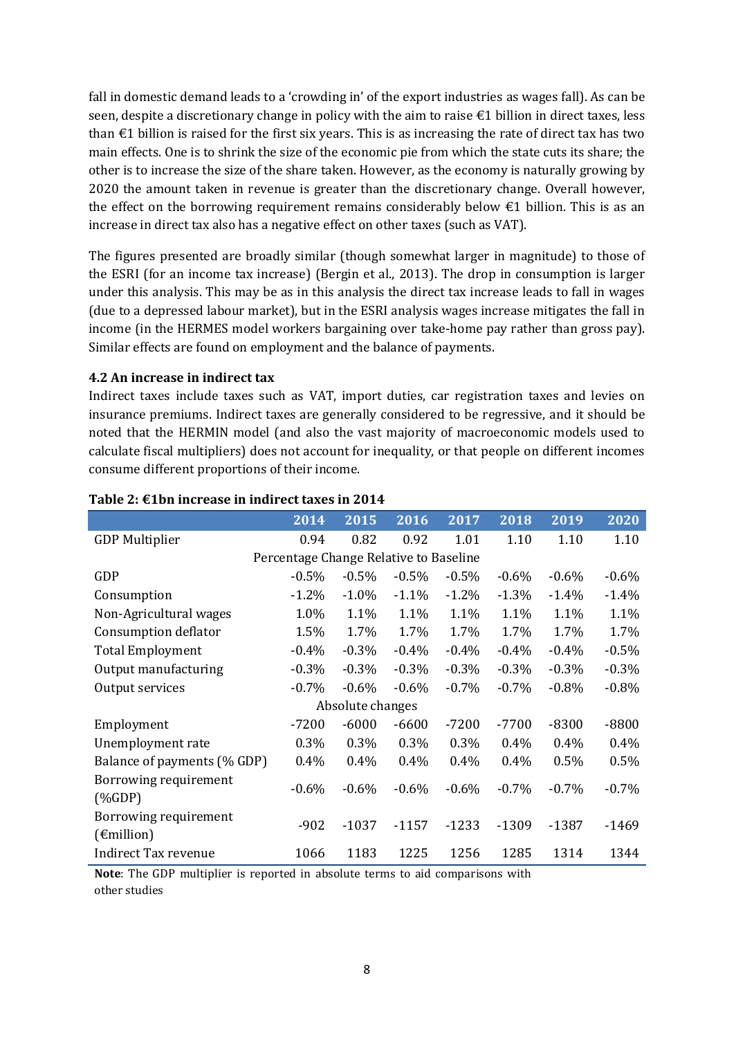fall in domestic demand leads to a 'crowding in' of the export industries as wages fall). As can be seen, despite a discretionary change in policy with the aim to raise €1 billion in direct taxes, less than €1 billion is raised for the first six years. This is as increasing the rate of direct tax has two main effects. One is to shrink the size of the economic pie from which the state cuts its share; the other is to increase the size of the share taken. However, as the economy is naturally growing by 2020 the amount taken in revenue is greater than the discretionary change. Overall however, the effect on the borrowing requirement remains considerably below €1 billion. This is as an increase in direct tax also has a negative effect on other taxes (such as VAT).

The figures presented are broadly similar (though somewhat larger in magnitude) to those of the ESRI (for an income tax increase) (Bergin et al., 2013). The drop in consumption is larger under this analysis. This may be as in this analysis the direct tax increase leads to fall in wages (due to a depressed labour market), but in the ESRI analysis wages increase mitigates the fall in income (in the HERMES model workers bargaining over take-home pay rather than gross pay). Similar effects are found on employment and the balance of payments.

### 4.2 An increase in indirect tax

Indirect taxes include taxes such as VAT, import duties, car registration taxes and levies on insurance premiums. Indirect taxes are generally considered to be regressive, and it should be noted that the HERMIN model (and also the vast majority of macroeconomic models used to calculate fiscal multipliers) does not account for inequality, or that people on different incomes consume different proportions of their income.

**Table 2: €1bn increase in indirect taxes in 2014**

| | 2014 | 2015 | 2016 | 2017 | 2018 | 2019 | 2020 |
|---|---|---|---|---|---|---|---|
| GDP Multiplier | 0.94 | 0.82 | 0.92 | 1.01 | 1.10 | 1.10 | 1.10 |
| Percentage Change Relative to Baseline | | | | | | | |
| GDP | -0.5% | -0.5% | -0.5% | -0.5% | -0.6% | -0.6% | -0.6% |
| Consumption | -1.2% | -1.0% | -1.1% | -1.2% | -1.3% | -1.4% | -1.4% |
| Non-Agricultural wages | 1.0% | 1.1% | 1.1% | 1.1% | 1.1% | 1.1% | 1.1% |
| Consumption deflator | 1.5% | 1.7% | 1.7% | 1.7% | 1.7% | 1.7% | 1.7% |
| Total Employment | -0.4% | -0.3% | -0.4% | -0.4% | -0.4% | -0.4% | -0.5% |
| Output manufacturing | -0.3% | -0.3% | -0.3% | -0.3% | -0.3% | -0.3% | -0.3% |
| Output services | -0.7% | -0.6% | -0.6% | -0.7% | -0.7% | -0.8% | -0.8% |
| Absolute changes | | | | | | | |
| Employment | -7200 | -6000 | -6600 | -7200 | -7700 | -8300 | -8800 |
| Unemployment rate | 0.3% | 0.3% | 0.3% | 0.3% | 0.4% | 0.4% | 0.4% |
| Balance of payments (% GDP) | 0.4% | 0.4% | 0.4% | 0.4% | 0.4% | 0.5% | 0.5% |
| Borrowing requirement (%GDP) | -0.6% | -0.6% | -0.6% | -0.6% | -0.7% | -0.7% | -0.7% |
| Borrowing requirement (€million) | -902 | -1037 | -1157 | -1233 | -1309 | -1387 | -1469 |
| Indirect Tax revenue | 1066 | 1183 | 1225 | 1256 | 1285 | 1314 | 1344 |

**Note**: The GDP multiplier is reported in absolute terms to aid comparisons with other studies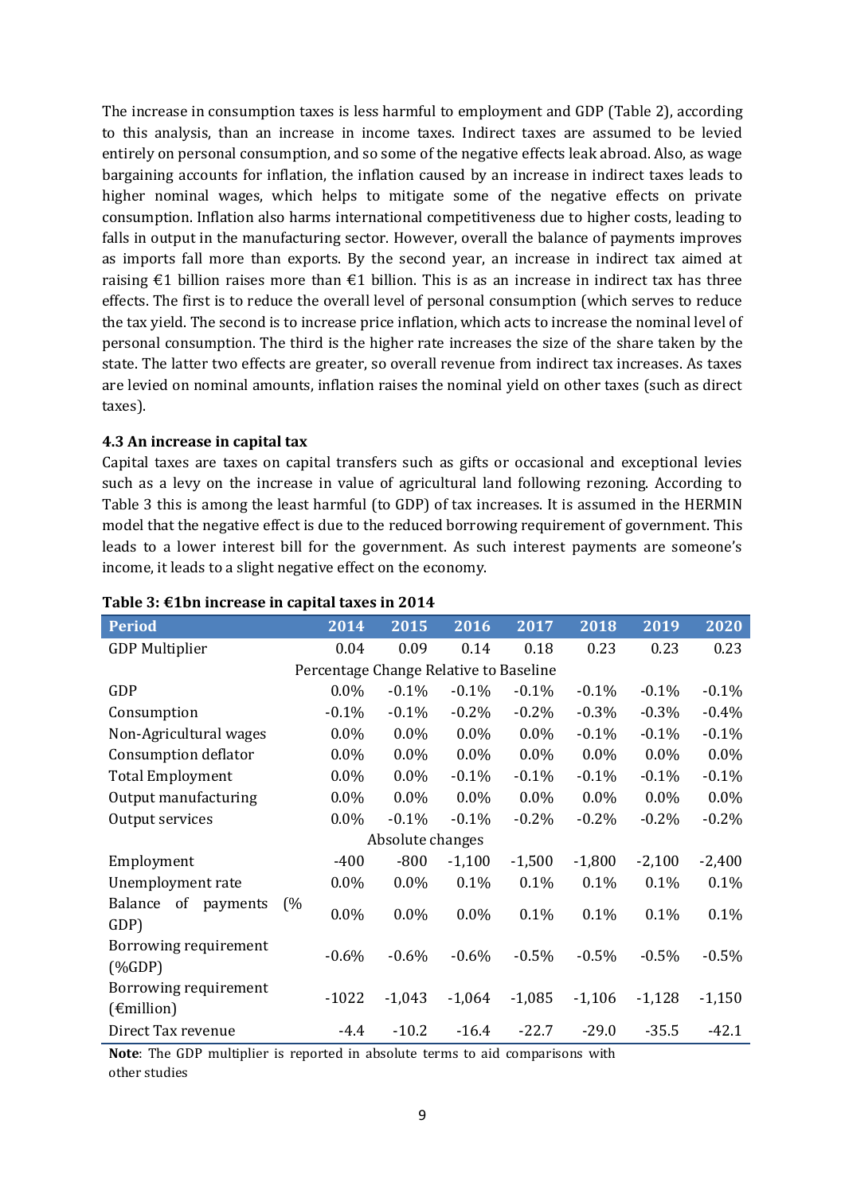The increase in consumption taxes is less harmful to employment and GDP (Table 2), according to this analysis, than an increase in income taxes. Indirect taxes are assumed to be levied entirely on personal consumption, and so some of the negative effects leak abroad. Also, as wage bargaining accounts for inflation, the inflation caused by an increase in indirect taxes leads to higher nominal wages, which helps to mitigate some of the negative effects on private consumption. Inflation also harms international competitiveness due to higher costs, leading to falls in output in the manufacturing sector. However, overall the balance of payments improves as imports fall more than exports. By the second year, an increase in indirect tax aimed at raising €1 billion raises more than €1 billion. This is as an increase in indirect tax has three effects. The first is to reduce the overall level of personal consumption (which serves to reduce the tax yield. The second is to increase price inflation, which acts to increase the nominal level of personal consumption. The third is the higher rate increases the size of the share taken by the state. The latter two effects are greater, so overall revenue from indirect tax increases. As taxes are levied on nominal amounts, inflation raises the nominal yield on other taxes (such as direct taxes).

### 4.3 An increase in capital tax

Capital taxes are taxes on capital transfers such as gifts or occasional and exceptional levies such as a levy on the increase in value of agricultural land following rezoning. According to Table 3 this is among the least harmful (to GDP) of tax increases. It is assumed in the HERMIN model that the negative effect is due to the reduced borrowing requirement of government. This leads to a lower interest bill for the government. As such interest payments are someone's income, it leads to a slight negative effect on the economy.

**Table 3: €1bn increase in capital taxes in 2014**

| Period | 2014 | 2015 | 2016 | 2017 | 2018 | 2019 | 2020 |
|---|---|---|---|---|---|---|---|
| GDP Multiplier | 0.04 | 0.09 | 0.14 | 0.18 | 0.23 | 0.23 | 0.23 |
| Percentage Change Relative to Baseline | | | | | | | |
| GDP | 0.0% | -0.1% | -0.1% | -0.1% | -0.1% | -0.1% | -0.1% |
| Consumption | -0.1% | -0.1% | -0.2% | -0.2% | -0.3% | -0.3% | -0.4% |
| Non-Agricultural wages | 0.0% | 0.0% | 0.0% | 0.0% | -0.1% | -0.1% | -0.1% |
| Consumption deflator | 0.0% | 0.0% | 0.0% | 0.0% | 0.0% | 0.0% | 0.0% |
| Total Employment | 0.0% | 0.0% | -0.1% | -0.1% | -0.1% | -0.1% | -0.1% |
| Output manufacturing | 0.0% | 0.0% | 0.0% | 0.0% | 0.0% | 0.0% | 0.0% |
| Output services | 0.0% | -0.1% | -0.1% | -0.2% | -0.2% | -0.2% | -0.2% |
| Absolute changes | | | | | | | |
| Employment | -400 | -800 | -1,100 | -1,500 | -1,800 | -2,100 | -2,400 |
| Unemployment rate | 0.0% | 0.0% | 0.1% | 0.1% | 0.1% | 0.1% | 0.1% |
| Balance of payments (% GDP) | 0.0% | 0.0% | 0.0% | 0.1% | 0.1% | 0.1% | 0.1% |
| Borrowing requirement (%GDP) | -0.6% | -0.6% | -0.6% | -0.5% | -0.5% | -0.5% | -0.5% |
| Borrowing requirement (€million) | -1022 | -1,043 | -1,064 | -1,085 | -1,106 | -1,128 | -1,150 |
| Direct Tax revenue | -4.4 | -10.2 | -16.4 | -22.7 | -29.0 | -35.5 | -42.1 |

**Note**: The GDP multiplier is reported in absolute terms to aid comparisons with other studies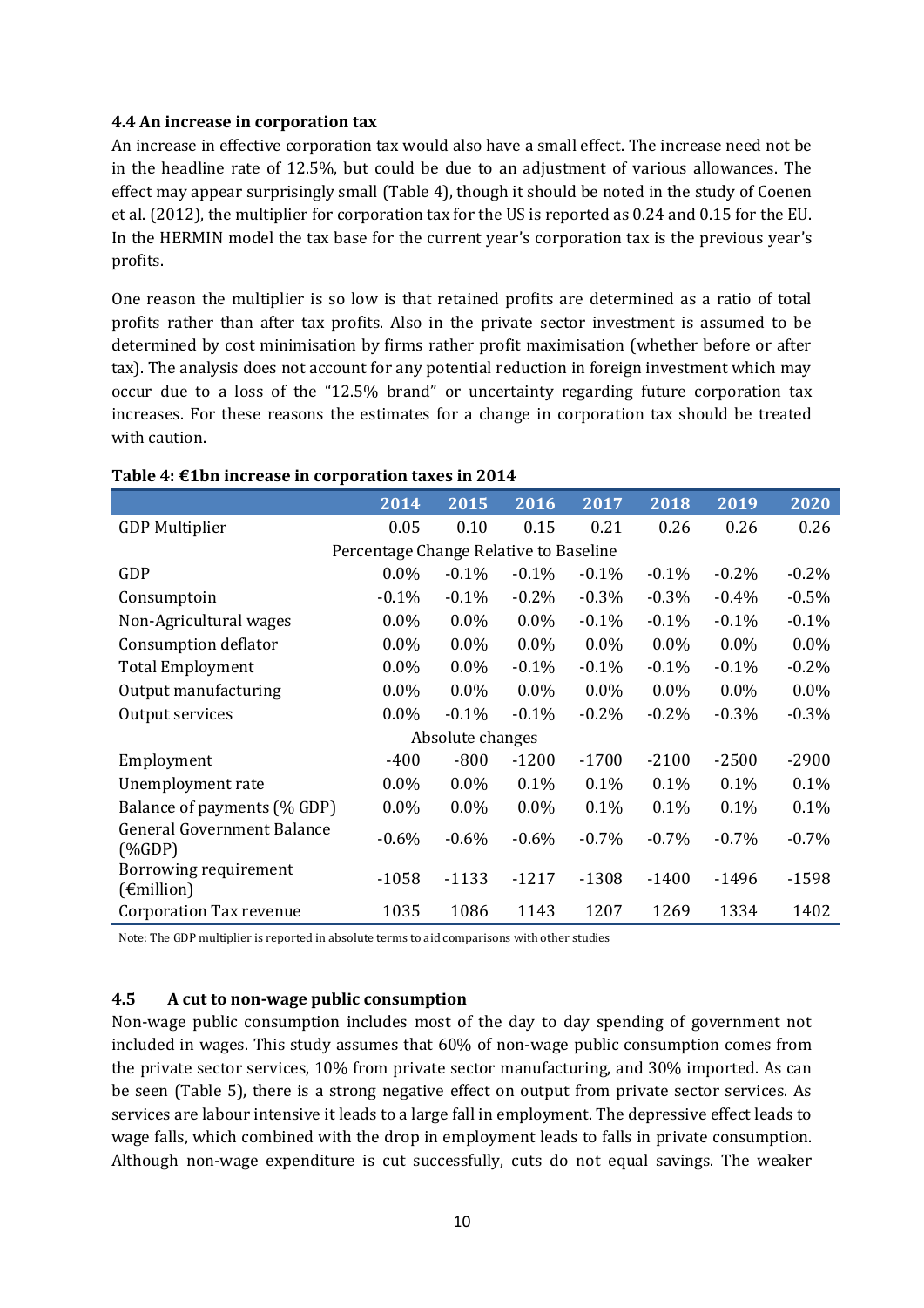### 4.4 An increase in corporation tax

An increase in effective corporation tax would also have a small effect. The increase need not be in the headline rate of 12.5%, but could be due to an adjustment of various allowances. The effect may appear surprisingly small (Table 4), though it should be noted in the study of Coenen et al. (2012), the multiplier for corporation tax for the US is reported as 0.24 and 0.15 for the EU. In the HERMIN model the tax base for the current year's corporation tax is the previous year's profits.

One reason the multiplier is so low is that retained profits are determined as a ratio of total profits rather than after tax profits. Also in the private sector investment is assumed to be determined by cost minimisation by firms rather profit maximisation (whether before or after tax). The analysis does not account for any potential reduction in foreign investment which may occur due to a loss of the "12.5% brand" or uncertainty regarding future corporation tax increases. For these reasons the estimates for a change in corporation tax should be treated with caution.

**Table 4: €1bn increase in corporation taxes in 2014**

| | 2014 | 2015 | 2016 | 2017 | 2018 | 2019 | 2020 |
|---|---|---|---|---|---|---|---|
| GDP Multiplier | 0.05 | 0.10 | 0.15 | 0.21 | 0.26 | 0.26 | 0.26 |
| Percentage Change Relative to Baseline | | | | | | | |
| GDP | 0.0% | -0.1% | -0.1% | -0.1% | -0.1% | -0.2% | -0.2% |
| Consumptoin | -0.1% | -0.1% | -0.2% | -0.3% | -0.3% | -0.4% | -0.5% |
| Non-Agricultural wages | 0.0% | 0.0% | 0.0% | -0.1% | -0.1% | -0.1% | -0.1% |
| Consumption deflator | 0.0% | 0.0% | 0.0% | 0.0% | 0.0% | 0.0% | 0.0% |
| Total Employment | 0.0% | 0.0% | -0.1% | -0.1% | -0.1% | -0.1% | -0.2% |
| Output manufacturing | 0.0% | 0.0% | 0.0% | 0.0% | 0.0% | 0.0% | 0.0% |
| Output services | 0.0% | -0.1% | -0.1% | -0.2% | -0.2% | -0.3% | -0.3% |
| Absolute changes | | | | | | | |
| Employment | -400 | -800 | -1200 | -1700 | -2100 | -2500 | -2900 |
| Unemployment rate | 0.0% | 0.0% | 0.1% | 0.1% | 0.1% | 0.1% | 0.1% |
| Balance of payments (% GDP) | 0.0% | 0.0% | 0.0% | 0.1% | 0.1% | 0.1% | 0.1% |
| General Government Balance (%GDP) | -0.6% | -0.6% | -0.6% | -0.7% | -0.7% | -0.7% | -0.7% |
| Borrowing requirement (€million) | -1058 | -1133 | -1217 | -1308 | -1400 | -1496 | -1598 |
| Corporation Tax revenue | 1035 | 1086 | 1143 | 1207 | 1269 | 1334 | 1402 |

Note: The GDP multiplier is reported in absolute terms to aid comparisons with other studies

### 4.5 A cut to non-wage public consumption

Non-wage public consumption includes most of the day to day spending of government not included in wages. This study assumes that 60% of non-wage public consumption comes from the private sector services, 10% from private sector manufacturing, and 30% imported. As can be seen (Table 5), there is a strong negative effect on output from private sector services. As services are labour intensive it leads to a large fall in employment. The depressive effect leads to wage falls, which combined with the drop in employment leads to falls in private consumption. Although non-wage expenditure is cut successfully, cuts do not equal savings. The weaker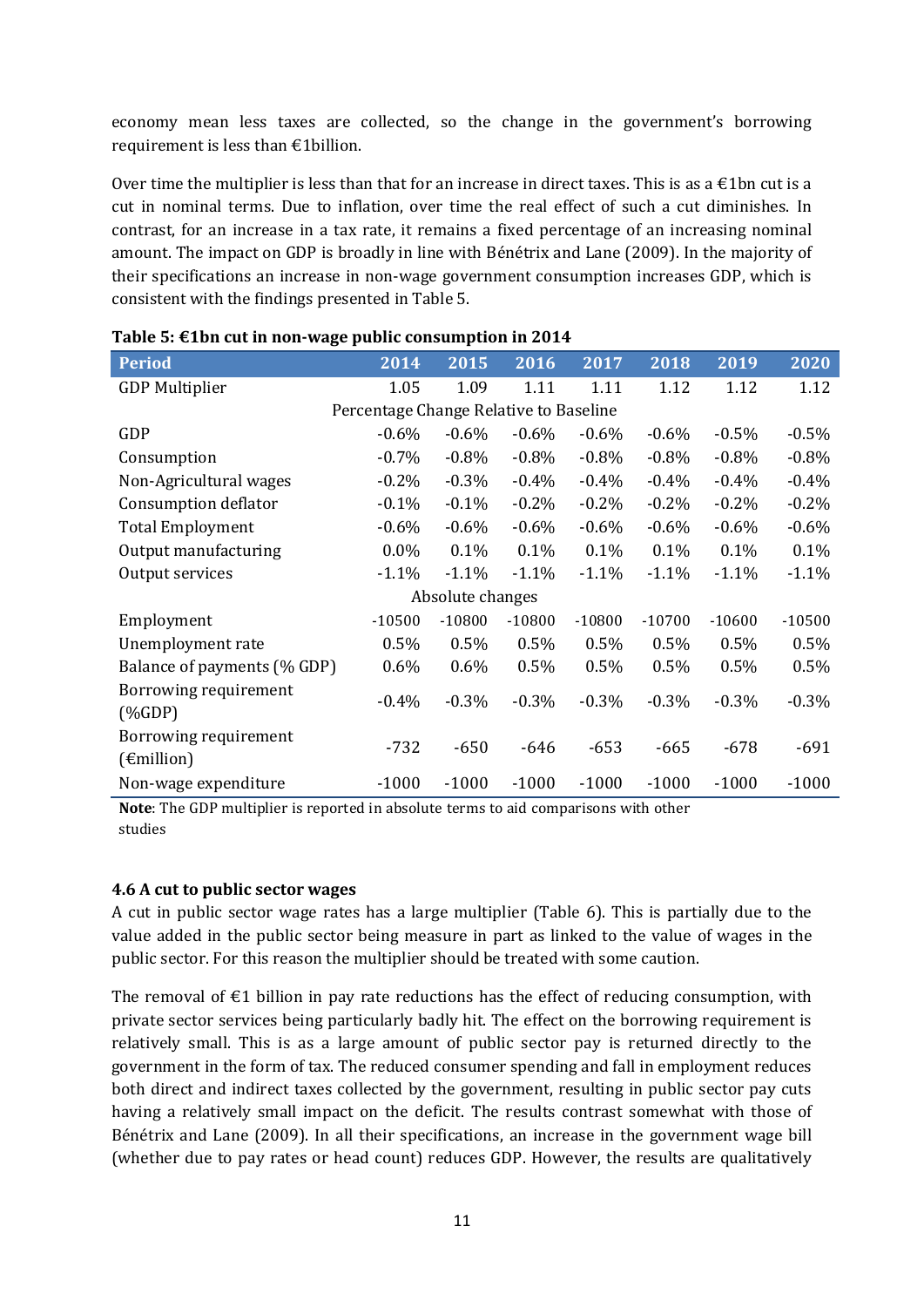economy mean less taxes are collected, so the change in the government's borrowing requirement is less than €1billion.

Over time the multiplier is less than that for an increase in direct taxes. This is as a €1bn cut is a cut in nominal terms. Due to inflation, over time the real effect of such a cut diminishes. In contrast, for an increase in a tax rate, it remains a fixed percentage of an increasing nominal amount. The impact on GDP is broadly in line with Bénétrix and Lane (2009). In the majority of their specifications an increase in non-wage government consumption increases GDP, which is consistent with the findings presented in Table 5.

**Table 5: €1bn cut in non-wage public consumption in 2014**

| Period | 2014 | 2015 | 2016 | 2017 | 2018 | 2019 | 2020 |
|---|---|---|---|---|---|---|---|
| GDP Multiplier | 1.05 | 1.09 | 1.11 | 1.11 | 1.12 | 1.12 | 1.12 |
| Percentage Change Relative to Baseline | | | | | | | |
| GDP | -0.6% | -0.6% | -0.6% | -0.6% | -0.6% | -0.5% | -0.5% |
| Consumption | -0.7% | -0.8% | -0.8% | -0.8% | -0.8% | -0.8% | -0.8% |
| Non-Agricultural wages | -0.2% | -0.3% | -0.4% | -0.4% | -0.4% | -0.4% | -0.4% |
| Consumption deflator | -0.1% | -0.1% | -0.2% | -0.2% | -0.2% | -0.2% | -0.2% |
| Total Employment | -0.6% | -0.6% | -0.6% | -0.6% | -0.6% | -0.6% | -0.6% |
| Output manufacturing | 0.0% | 0.1% | 0.1% | 0.1% | 0.1% | 0.1% | 0.1% |
| Output services | -1.1% | -1.1% | -1.1% | -1.1% | -1.1% | -1.1% | -1.1% |
| Absolute changes | | | | | | | |
| Employment | -10500 | -10800 | -10800 | -10800 | -10700 | -10600 | -10500 |
| Unemployment rate | 0.5% | 0.5% | 0.5% | 0.5% | 0.5% | 0.5% | 0.5% |
| Balance of payments (% GDP) | 0.6% | 0.6% | 0.5% | 0.5% | 0.5% | 0.5% | 0.5% |
| Borrowing requirement (%GDP) | -0.4% | -0.3% | -0.3% | -0.3% | -0.3% | -0.3% | -0.3% |
| Borrowing requirement (€million) | -732 | -650 | -646 | -653 | -665 | -678 | -691 |
| Non-wage expenditure | -1000 | -1000 | -1000 | -1000 | -1000 | -1000 | -1000 |

**Note**: The GDP multiplier is reported in absolute terms to aid comparisons with other studies

#### 4.6 A cut to public sector wages

A cut in public sector wage rates has a large multiplier (Table 6). This is partially due to the value added in the public sector being measure in part as linked to the value of wages in the public sector. For this reason the multiplier should be treated with some caution.

The removal of €1 billion in pay rate reductions has the effect of reducing consumption, with private sector services being particularly badly hit. The effect on the borrowing requirement is relatively small. This is as a large amount of public sector pay is returned directly to the government in the form of tax. The reduced consumer spending and fall in employment reduces both direct and indirect taxes collected by the government, resulting in public sector pay cuts having a relatively small impact on the deficit. The results contrast somewhat with those of Bénétrix and Lane (2009). In all their specifications, an increase in the government wage bill (whether due to pay rates or head count) reduces GDP. However, the results are qualitatively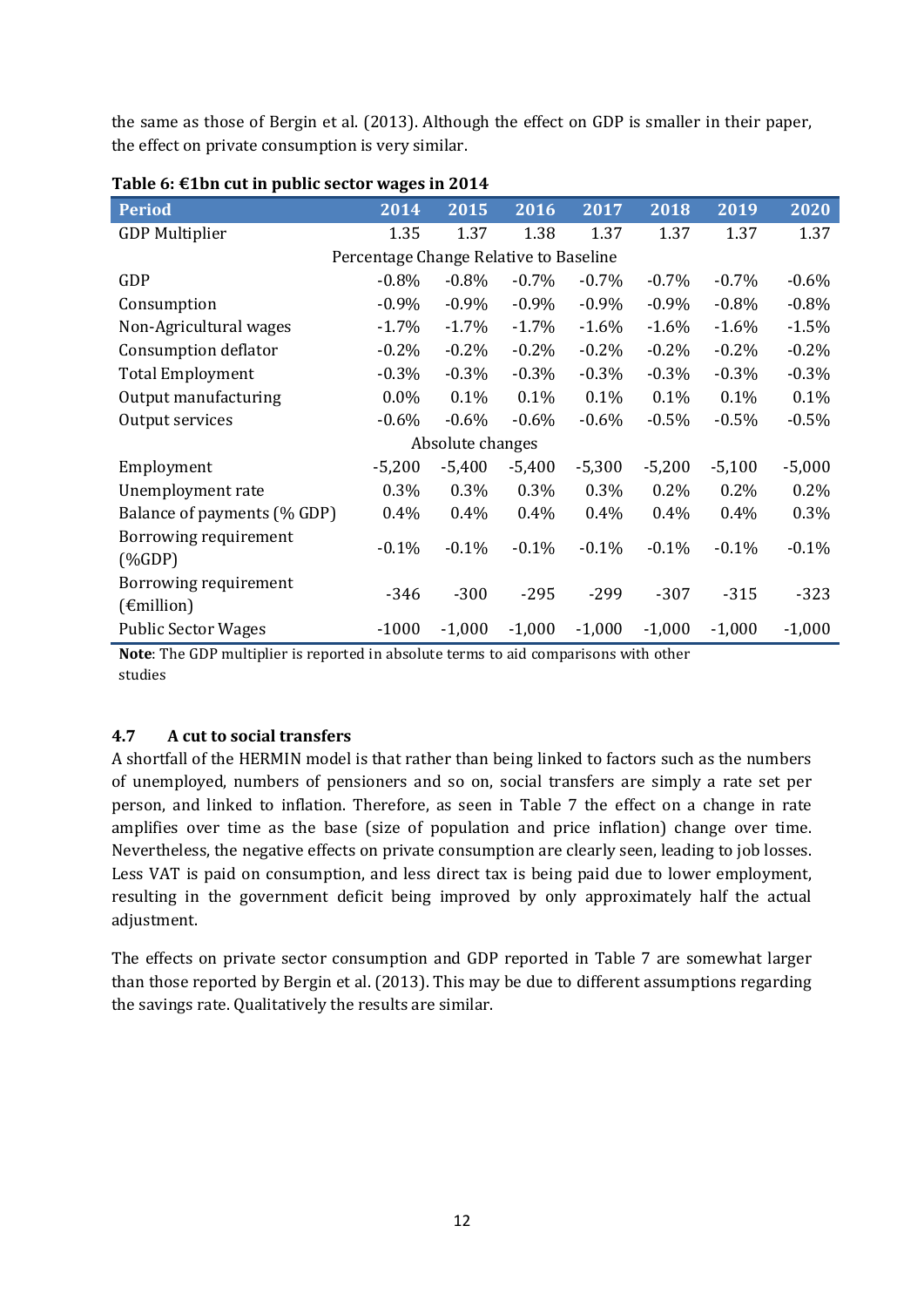the same as those of Bergin et al. (2013). Although the effect on GDP is smaller in their paper, the effect on private consumption is very similar.

**Table 6: €1bn cut in public sector wages in 2014**

| Period | 2014 | 2015 | 2016 | 2017 | 2018 | 2019 | 2020 |
|---|---|---|---|---|---|---|---|
| GDP Multiplier | 1.35 | 1.37 | 1.38 | 1.37 | 1.37 | 1.37 | 1.37 |
| Percentage Change Relative to Baseline | | | | | | | |
| GDP | -0.8% | -0.8% | -0.7% | -0.7% | -0.7% | -0.7% | -0.6% |
| Consumption | -0.9% | -0.9% | -0.9% | -0.9% | -0.9% | -0.8% | -0.8% |
| Non-Agricultural wages | -1.7% | -1.7% | -1.7% | -1.6% | -1.6% | -1.6% | -1.5% |
| Consumption deflator | -0.2% | -0.2% | -0.2% | -0.2% | -0.2% | -0.2% | -0.2% |
| Total Employment | -0.3% | -0.3% | -0.3% | -0.3% | -0.3% | -0.3% | -0.3% |
| Output manufacturing | 0.0% | 0.1% | 0.1% | 0.1% | 0.1% | 0.1% | 0.1% |
| Output services | -0.6% | -0.6% | -0.6% | -0.6% | -0.5% | -0.5% | -0.5% |
| Absolute changes | | | | | | | |
| Employment | -5,200 | -5,400 | -5,400 | -5,300 | -5,200 | -5,100 | -5,000 |
| Unemployment rate | 0.3% | 0.3% | 0.3% | 0.3% | 0.2% | 0.2% | 0.2% |
| Balance of payments (% GDP) | 0.4% | 0.4% | 0.4% | 0.4% | 0.4% | 0.4% | 0.3% |
| Borrowing requirement (%GDP) | -0.1% | -0.1% | -0.1% | -0.1% | -0.1% | -0.1% | -0.1% |
| Borrowing requirement (€million) | -346 | -300 | -295 | -299 | -307 | -315 | -323 |
| Public Sector Wages | -1000 | -1,000 | -1,000 | -1,000 | -1,000 | -1,000 | -1,000 |

**Note**: The GDP multiplier is reported in absolute terms to aid comparisons with other studies

### 4.7 A cut to social transfers

A shortfall of the HERMIN model is that rather than being linked to factors such as the numbers of unemployed, numbers of pensioners and so on, social transfers are simply a rate set per person, and linked to inflation. Therefore, as seen in Table 7 the effect on a change in rate amplifies over time as the base (size of population and price inflation) change over time. Nevertheless, the negative effects on private consumption are clearly seen, leading to job losses. Less VAT is paid on consumption, and less direct tax is being paid due to lower employment, resulting in the government deficit being improved by only approximately half the actual adjustment.

The effects on private sector consumption and GDP reported in Table 7 are somewhat larger than those reported by Bergin et al. (2013). This may be due to different assumptions regarding the savings rate. Qualitatively the results are similar.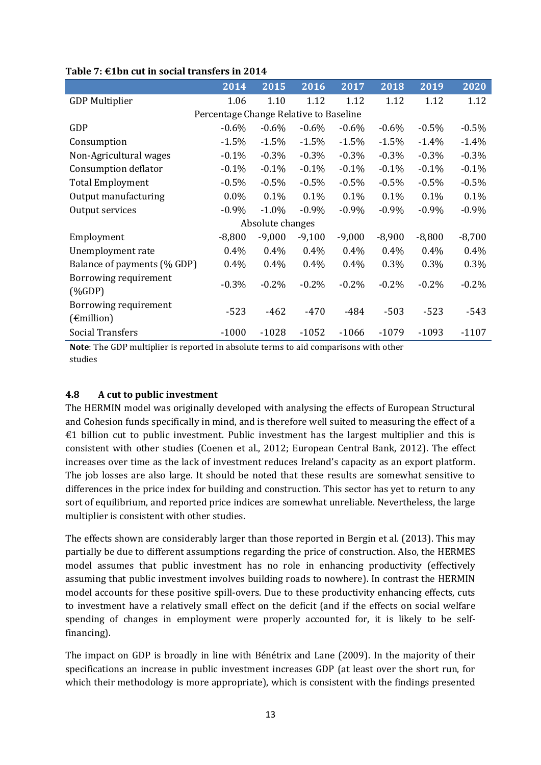**Table 7: €1bn cut in social transfers in 2014**

| | 2014 | 2015 | 2016 | 2017 | 2018 | 2019 | 2020 |
|---|---|---|---|---|---|---|---|
| GDP Multiplier | 1.06 | 1.10 | 1.12 | 1.12 | 1.12 | 1.12 | 1.12 |
| Percentage Change Relative to Baseline | | | | | | | |
| GDP | -0.6% | -0.6% | -0.6% | -0.6% | -0.6% | -0.5% | -0.5% |
| Consumption | -1.5% | -1.5% | -1.5% | -1.5% | -1.5% | -1.4% | -1.4% |
| Non-Agricultural wages | -0.1% | -0.3% | -0.3% | -0.3% | -0.3% | -0.3% | -0.3% |
| Consumption deflator | -0.1% | -0.1% | -0.1% | -0.1% | -0.1% | -0.1% | -0.1% |
| Total Employment | -0.5% | -0.5% | -0.5% | -0.5% | -0.5% | -0.5% | -0.5% |
| Output manufacturing | 0.0% | 0.1% | 0.1% | 0.1% | 0.1% | 0.1% | 0.1% |
| Output services | -0.9% | -1.0% | -0.9% | -0.9% | -0.9% | -0.9% | -0.9% |
| Absolute changes | | | | | | | |
| Employment | -8,800 | -9,000 | -9,100 | -9,000 | -8,900 | -8,800 | -8,700 |
| Unemployment rate | 0.4% | 0.4% | 0.4% | 0.4% | 0.4% | 0.4% | 0.4% |
| Balance of payments (% GDP) | 0.4% | 0.4% | 0.4% | 0.4% | 0.3% | 0.3% | 0.3% |
| Borrowing requirement (%GDP) | -0.3% | -0.2% | -0.2% | -0.2% | -0.2% | -0.2% | -0.2% |
| Borrowing requirement (€million) | -523 | -462 | -470 | -484 | -503 | -523 | -543 |
| Social Transfers | -1000 | -1028 | -1052 | -1066 | -1079 | -1093 | -1107 |

**Note**: The GDP multiplier is reported in absolute terms to aid comparisons with other studies

### 4.8 A cut to public investment

The HERMIN model was originally developed with analysing the effects of European Structural and Cohesion funds specifically in mind, and is therefore well suited to measuring the effect of a €1 billion cut to public investment. Public investment has the largest multiplier and this is consistent with other studies (Coenen et al., 2012; European Central Bank, 2012). The effect increases over time as the lack of investment reduces Ireland's capacity as an export platform. The job losses are also large. It should be noted that these results are somewhat sensitive to differences in the price index for building and construction. This sector has yet to return to any sort of equilibrium, and reported price indices are somewhat unreliable. Nevertheless, the large multiplier is consistent with other studies.

The effects shown are considerably larger than those reported in Bergin et al. (2013). This may partially be due to different assumptions regarding the price of construction. Also, the HERMES model assumes that public investment has no role in enhancing productivity (effectively assuming that public investment involves building roads to nowhere). In contrast the HERMIN model accounts for these positive spill-overs. Due to these productivity enhancing effects, cuts to investment have a relatively small effect on the deficit (and if the effects on social welfare spending of changes in employment were properly accounted for, it is likely to be self-financing).

The impact on GDP is broadly in line with Bénétrix and Lane (2009). In the majority of their specifications an increase in public investment increases GDP (at least over the short run, for which their methodology is more appropriate), which is consistent with the findings presented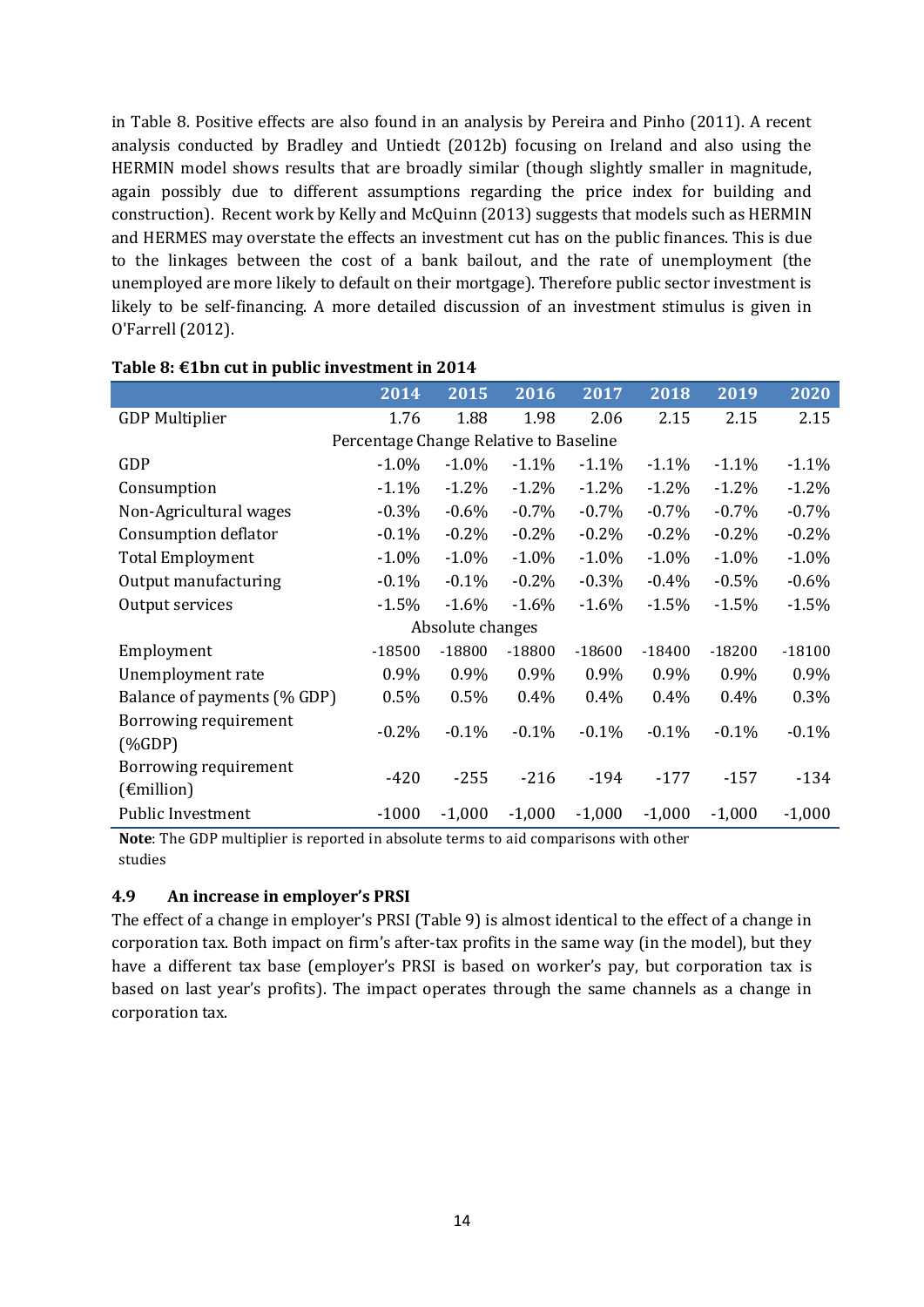in Table 8. Positive effects are also found in an analysis by Pereira and Pinho (2011). A recent analysis conducted by Bradley and Untiedt (2012b) focusing on Ireland and also using the HERMIN model shows results that are broadly similar (though slightly smaller in magnitude, again possibly due to different assumptions regarding the price index for building and construction). Recent work by Kelly and McQuinn (2013) suggests that models such as HERMIN and HERMES may overstate the effects an investment cut has on the public finances. This is due to the linkages between the cost of a bank bailout, and the rate of unemployment (the unemployed are more likely to default on their mortgage). Therefore public sector investment is likely to be self-financing. A more detailed discussion of an investment stimulus is given in O'Farrell (2012).

**Table 8: €1bn cut in public investment in 2014**

| | 2014 | 2015 | 2016 | 2017 | 2018 | 2019 | 2020 |
|---|---|---|---|---|---|---|---|
| GDP Multiplier | 1.76 | 1.88 | 1.98 | 2.06 | 2.15 | 2.15 | 2.15 |
| Percentage Change Relative to Baseline | | | | | | | |
| GDP | -1.0% | -1.0% | -1.1% | -1.1% | -1.1% | -1.1% | -1.1% |
| Consumption | -1.1% | -1.2% | -1.2% | -1.2% | -1.2% | -1.2% | -1.2% |
| Non-Agricultural wages | -0.3% | -0.6% | -0.7% | -0.7% | -0.7% | -0.7% | -0.7% |
| Consumption deflator | -0.1% | -0.2% | -0.2% | -0.2% | -0.2% | -0.2% | -0.2% |
| Total Employment | -1.0% | -1.0% | -1.0% | -1.0% | -1.0% | -1.0% | -1.0% |
| Output manufacturing | -0.1% | -0.1% | -0.2% | -0.3% | -0.4% | -0.5% | -0.6% |
| Output services | -1.5% | -1.6% | -1.6% | -1.6% | -1.5% | -1.5% | -1.5% |
| Absolute changes | | | | | | | |
| Employment | -18500 | -18800 | -18800 | -18600 | -18400 | -18200 | -18100 |
| Unemployment rate | 0.9% | 0.9% | 0.9% | 0.9% | 0.9% | 0.9% | 0.9% |
| Balance of payments (% GDP) | 0.5% | 0.5% | 0.4% | 0.4% | 0.4% | 0.4% | 0.3% |
| Borrowing requirement (%GDP) | -0.2% | -0.1% | -0.1% | -0.1% | -0.1% | -0.1% | -0.1% |
| Borrowing requirement (€million) | -420 | -255 | -216 | -194 | -177 | -157 | -134 |
| Public Investment | -1000 | -1,000 | -1,000 | -1,000 | -1,000 | -1,000 | -1,000 |

**Note**: The GDP multiplier is reported in absolute terms to aid comparisons with other studies

### 4.9 An increase in employer's PRSI

The effect of a change in employer's PRSI (Table 9) is almost identical to the effect of a change in corporation tax. Both impact on firm's after-tax profits in the same way (in the model), but they have a different tax base (employer's PRSI is based on worker's pay, but corporation tax is based on last year's profits). The impact operates through the same channels as a change in corporation tax.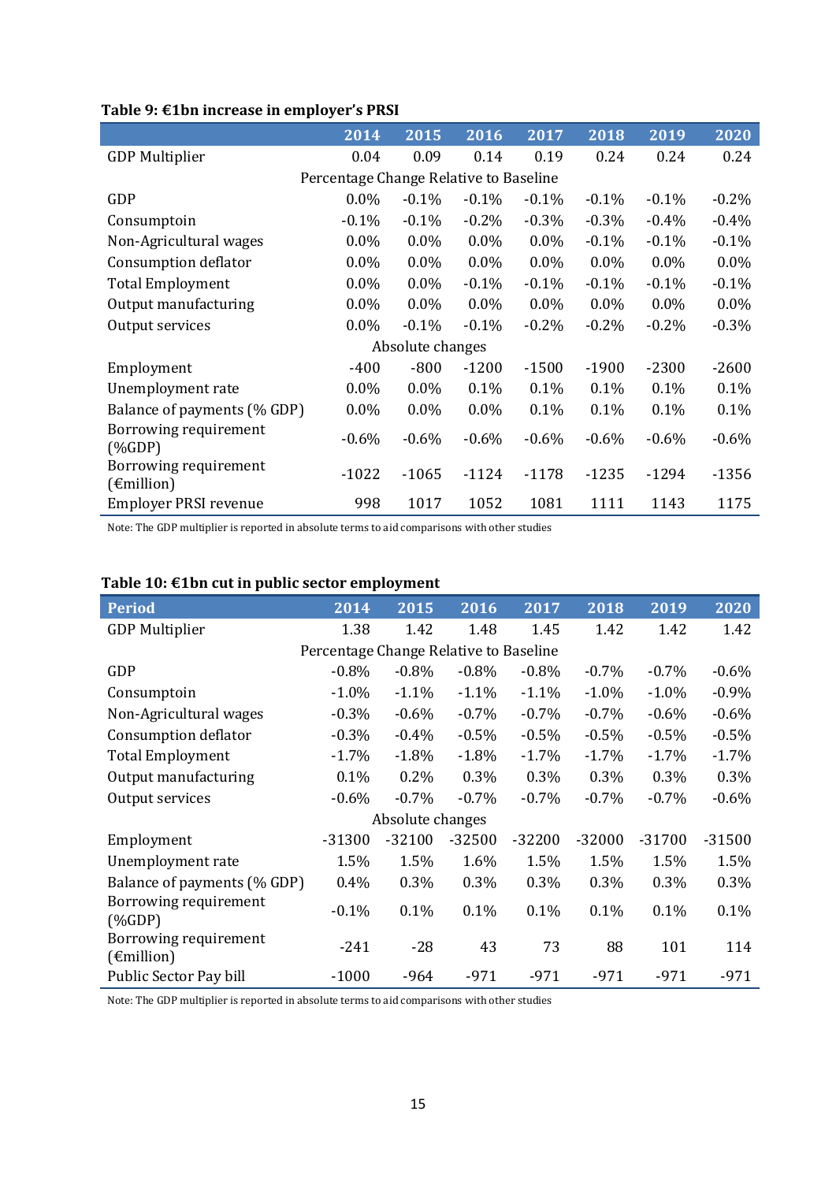**Table 9: €1bn increase in employer's PRSI**

| | 2014 | 2015 | 2016 | 2017 | 2018 | 2019 | 2020 |
|---|---|---|---|---|---|---|---|
| GDP Multiplier | 0.04 | 0.09 | 0.14 | 0.19 | 0.24 | 0.24 | 0.24 |
| Percentage Change Relative to Baseline | | | | | | | |
| GDP | 0.0% | -0.1% | -0.1% | -0.1% | -0.1% | -0.1% | -0.2% |
| Consumptoin | -0.1% | -0.1% | -0.2% | -0.3% | -0.3% | -0.4% | -0.4% |
| Non-Agricultural wages | 0.0% | 0.0% | 0.0% | 0.0% | -0.1% | -0.1% | -0.1% |
| Consumption deflator | 0.0% | 0.0% | 0.0% | 0.0% | 0.0% | 0.0% | 0.0% |
| Total Employment | 0.0% | 0.0% | -0.1% | -0.1% | -0.1% | -0.1% | -0.1% |
| Output manufacturing | 0.0% | 0.0% | 0.0% | 0.0% | 0.0% | 0.0% | 0.0% |
| Output services | 0.0% | -0.1% | -0.1% | -0.2% | -0.2% | -0.2% | -0.3% |
| Absolute changes | | | | | | | |
| Employment | -400 | -800 | -1200 | -1500 | -1900 | -2300 | -2600 |
| Unemployment rate | 0.0% | 0.0% | 0.1% | 0.1% | 0.1% | 0.1% | 0.1% |
| Balance of payments (% GDP) | 0.0% | 0.0% | 0.0% | 0.1% | 0.1% | 0.1% | 0.1% |
| Borrowing requirement (%GDP) | -0.6% | -0.6% | -0.6% | -0.6% | -0.6% | -0.6% | -0.6% |
| Borrowing requirement (€million) | -1022 | -1065 | -1124 | -1178 | -1235 | -1294 | -1356 |
| Employer PRSI revenue | 998 | 1017 | 1052 | 1081 | 1111 | 1143 | 1175 |

Note: The GDP multiplier is reported in absolute terms to aid comparisons with other studies

**Table 10: €1bn cut in public sector employment**

| Period | 2014 | 2015 | 2016 | 2017 | 2018 | 2019 | 2020 |
|---|---|---|---|---|---|---|---|
| GDP Multiplier | 1.38 | 1.42 | 1.48 | 1.45 | 1.42 | 1.42 | 1.42 |
| Percentage Change Relative to Baseline | | | | | | | |
| GDP | -0.8% | -0.8% | -0.8% | -0.8% | -0.7% | -0.7% | -0.6% |
| Consumptoin | -1.0% | -1.1% | -1.1% | -1.1% | -1.0% | -1.0% | -0.9% |
| Non-Agricultural wages | -0.3% | -0.6% | -0.7% | -0.7% | -0.7% | -0.6% | -0.6% |
| Consumption deflator | -0.3% | -0.4% | -0.5% | -0.5% | -0.5% | -0.5% | -0.5% |
| Total Employment | -1.7% | -1.8% | -1.8% | -1.7% | -1.7% | -1.7% | -1.7% |
| Output manufacturing | 0.1% | 0.2% | 0.3% | 0.3% | 0.3% | 0.3% | 0.3% |
| Output services | -0.6% | -0.7% | -0.7% | -0.7% | -0.7% | -0.7% | -0.6% |
| Absolute changes | | | | | | | |
| Employment | -31300 | -32100 | -32500 | -32200 | -32000 | -31700 | -31500 |
| Unemployment rate | 1.5% | 1.5% | 1.6% | 1.5% | 1.5% | 1.5% | 1.5% |
| Balance of payments (% GDP) | 0.4% | 0.3% | 0.3% | 0.3% | 0.3% | 0.3% | 0.3% |
| Borrowing requirement (%GDP) | -0.1% | 0.1% | 0.1% | 0.1% | 0.1% | 0.1% | 0.1% |
| Borrowing requirement (€million) | -241 | -28 | 43 | 73 | 88 | 101 | 114 |
| Public Sector Pay bill | -1000 | -964 | -971 | -971 | -971 | -971 | -971 |

Note: The GDP multiplier is reported in absolute terms to aid comparisons with other studies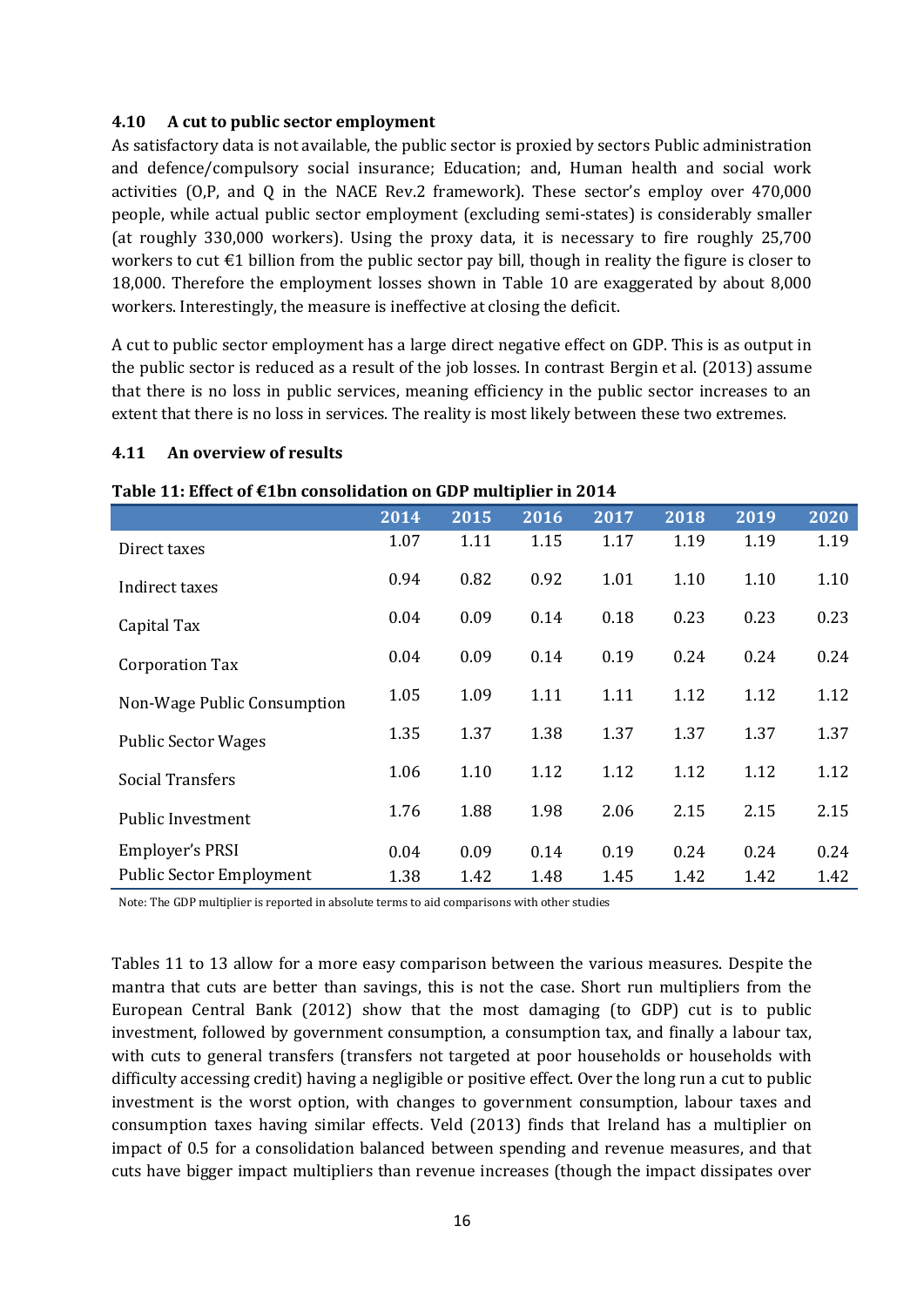### 4.10 A cut to public sector employment

As satisfactory data is not available, the public sector is proxied by sectors Public administration and defence/compulsory social insurance; Education; and, Human health and social work activities (O,P, and Q in the NACE Rev.2 framework). These sector's employ over 470,000 people, while actual public sector employment (excluding semi-states) is considerably smaller (at roughly 330,000 workers). Using the proxy data, it is necessary to fire roughly 25,700 workers to cut €1 billion from the public sector pay bill, though in reality the figure is closer to 18,000. Therefore the employment losses shown in Table 10 are exaggerated by about 8,000 workers. Interestingly, the measure is ineffective at closing the deficit.

A cut to public sector employment has a large direct negative effect on GDP. This is as output in the public sector is reduced as a result of the job losses. In contrast Bergin et al. (2013) assume that there is no loss in public services, meaning efficiency in the public sector increases to an extent that there is no loss in services. The reality is most likely between these two extremes.

### 4.11 An overview of results

**Table 11: Effect of €1bn consolidation on GDP multiplier in 2014**

| | 2014 | 2015 | 2016 | 2017 | 2018 | 2019 | 2020 |
|---|---|---|---|---|---|---|---|
| Direct taxes | 1.07 | 1.11 | 1.15 | 1.17 | 1.19 | 1.19 | 1.19 |
| Indirect taxes | 0.94 | 0.82 | 0.92 | 1.01 | 1.10 | 1.10 | 1.10 |
| Capital Tax | 0.04 | 0.09 | 0.14 | 0.18 | 0.23 | 0.23 | 0.23 |
| Corporation Tax | 0.04 | 0.09 | 0.14 | 0.19 | 0.24 | 0.24 | 0.24 |
| Non-Wage Public Consumption | 1.05 | 1.09 | 1.11 | 1.11 | 1.12 | 1.12 | 1.12 |
| Public Sector Wages | 1.35 | 1.37 | 1.38 | 1.37 | 1.37 | 1.37 | 1.37 |
| Social Transfers | 1.06 | 1.10 | 1.12 | 1.12 | 1.12 | 1.12 | 1.12 |
| Public Investment | 1.76 | 1.88 | 1.98 | 2.06 | 2.15 | 2.15 | 2.15 |
| Employer's PRSI | 0.04 | 0.09 | 0.14 | 0.19 | 0.24 | 0.24 | 0.24 |
| Public Sector Employment | 1.38 | 1.42 | 1.48 | 1.45 | 1.42 | 1.42 | 1.42 |

Note: The GDP multiplier is reported in absolute terms to aid comparisons with other studies

Tables 11 to 13 allow for a more easy comparison between the various measures. Despite the mantra that cuts are better than savings, this is not the case. Short run multipliers from the European Central Bank (2012) show that the most damaging (to GDP) cut is to public investment, followed by government consumption, a consumption tax, and finally a labour tax, with cuts to general transfers (transfers not targeted at poor households or households with difficulty accessing credit) having a negligible or positive effect. Over the long run a cut to public investment is the worst option, with changes to government consumption, labour taxes and consumption taxes having similar effects. Veld (2013) finds that Ireland has a multiplier on impact of 0.5 for a consolidation balanced between spending and revenue measures, and that cuts have bigger impact multipliers than revenue increases (though the impact dissipates over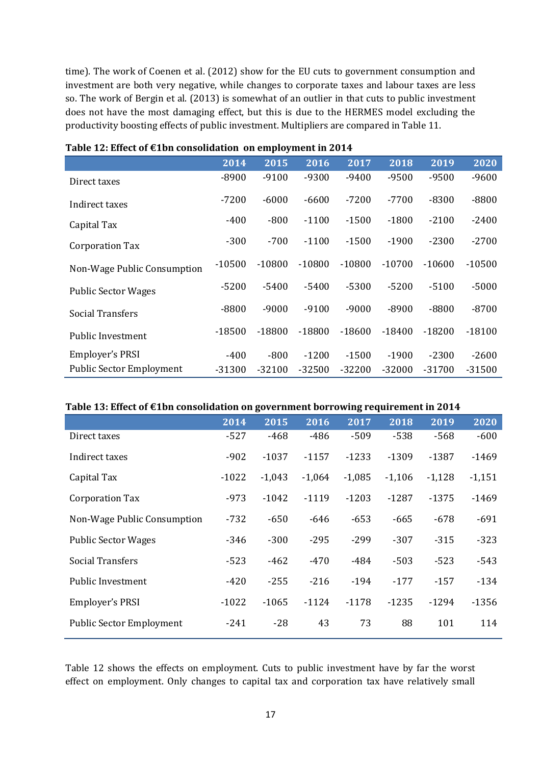time). The work of Coenen et al. (2012) show for the EU cuts to government consumption and investment are both very negative, while changes to corporate taxes and labour taxes are less so. The work of Bergin et al. (2013) is somewhat of an outlier in that cuts to public investment does not have the most damaging effect, but this is due to the HERMES model excluding the productivity boosting effects of public investment. Multipliers are compared in Table 11.

**Table 12: Effect of €1bn consolidation on employment in 2014**

| | 2014 | 2015 | 2016 | 2017 | 2018 | 2019 | 2020 |
|---|---|---|---|---|---|---|---|
| Direct taxes | -8900 | -9100 | -9300 | -9400 | -9500 | -9500 | -9600 |
| Indirect taxes | -7200 | -6000 | -6600 | -7200 | -7700 | -8300 | -8800 |
| Capital Tax | -400 | -800 | -1100 | -1500 | -1800 | -2100 | -2400 |
| Corporation Tax | -300 | -700 | -1100 | -1500 | -1900 | -2300 | -2700 |
| Non-Wage Public Consumption | -10500 | -10800 | -10800 | -10800 | -10700 | -10600 | -10500 |
| Public Sector Wages | -5200 | -5400 | -5400 | -5300 | -5200 | -5100 | -5000 |
| Social Transfers | -8800 | -9000 | -9100 | -9000 | -8900 | -8800 | -8700 |
| Public Investment | -18500 | -18800 | -18800 | -18600 | -18400 | -18200 | -18100 |
| Employer's PRSI | -400 | -800 | -1200 | -1500 | -1900 | -2300 | -2600 |
| Public Sector Employment | -31300 | -32100 | -32500 | -32200 | -32000 | -31700 | -31500 |

**Table 13: Effect of €1bn consolidation on government borrowing requirement in 2014**

| | 2014 | 2015 | 2016 | 2017 | 2018 | 2019 | 2020 |
|---|---|---|---|---|---|---|---|
| Direct taxes | -527 | -468 | -486 | -509 | -538 | -568 | -600 |
| Indirect taxes | -902 | -1037 | -1157 | -1233 | -1309 | -1387 | -1469 |
| Capital Tax | -1022 | -1,043 | -1,064 | -1,085 | -1,106 | -1,128 | -1,151 |
| Corporation Tax | -973 | -1042 | -1119 | -1203 | -1287 | -1375 | -1469 |
| Non-Wage Public Consumption | -732 | -650 | -646 | -653 | -665 | -678 | -691 |
| Public Sector Wages | -346 | -300 | -295 | -299 | -307 | -315 | -323 |
| Social Transfers | -523 | -462 | -470 | -484 | -503 | -523 | -543 |
| Public Investment | -420 | -255 | -216 | -194 | -177 | -157 | -134 |
| Employer's PRSI | -1022 | -1065 | -1124 | -1178 | -1235 | -1294 | -1356 |
| Public Sector Employment | -241 | -28 | 43 | 73 | 88 | 101 | 114 |

Table 12 shows the effects on employment. Cuts to public investment have by far the worst effect on employment. Only changes to capital tax and corporation tax have relatively small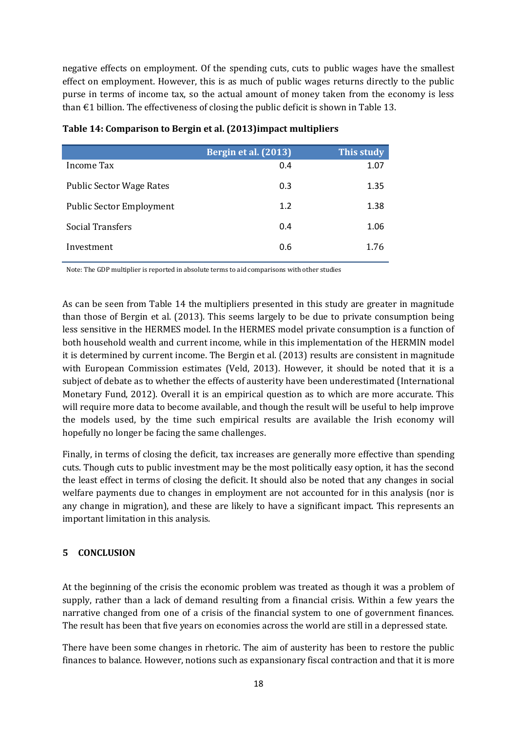negative effects on employment. Of the spending cuts, cuts to public wages have the smallest effect on employment. However, this is as much of public wages returns directly to the public purse in terms of income tax, so the actual amount of money taken from the economy is less than €1 billion. The effectiveness of closing the public deficit is shown in Table 13.

**Table 14: Comparison to Bergin et al. (2013)impact multipliers**

| | Bergin et al. (2013) | This study |
|---|---|---|
| Income Tax | 0.4 | 1.07 |
| Public Sector Wage Rates | 0.3 | 1.35 |
| Public Sector Employment | 1.2 | 1.38 |
| Social Transfers | 0.4 | 1.06 |
| Investment | 0.6 | 1.76 |

Note: The GDP multiplier is reported in absolute terms to aid comparisons with other studies

As can be seen from Table 14 the multipliers presented in this study are greater in magnitude than those of Bergin et al. (2013). This seems largely to be due to private consumption being less sensitive in the HERMES model. In the HERMES model private consumption is a function of both household wealth and current income, while in this implementation of the HERMIN model it is determined by current income. The Bergin et al. (2013) results are consistent in magnitude with European Commission estimates (Veld, 2013). However, it should be noted that it is a subject of debate as to whether the effects of austerity have been underestimated (International Monetary Fund, 2012). Overall it is an empirical question as to which are more accurate. This will require more data to become available, and though the result will be useful to help improve the models used, by the time such empirical results are available the Irish economy will hopefully no longer be facing the same challenges.

Finally, in terms of closing the deficit, tax increases are generally more effective than spending cuts. Though cuts to public investment may be the most politically easy option, it has the second the least effect in terms of closing the deficit. It should also be noted that any changes in social welfare payments due to changes in employment are not accounted for in this analysis (nor is any change in migration), and these are likely to have a significant impact. This represents an important limitation in this analysis.

## 5 CONCLUSION

At the beginning of the crisis the economic problem was treated as though it was a problem of supply, rather than a lack of demand resulting from a financial crisis. Within a few years the narrative changed from one of a crisis of the financial system to one of government finances. The result has been that five years on economies across the world are still in a depressed state.

There have been some changes in rhetoric. The aim of austerity has been to restore the public finances to balance. However, notions such as expansionary fiscal contraction and that it is more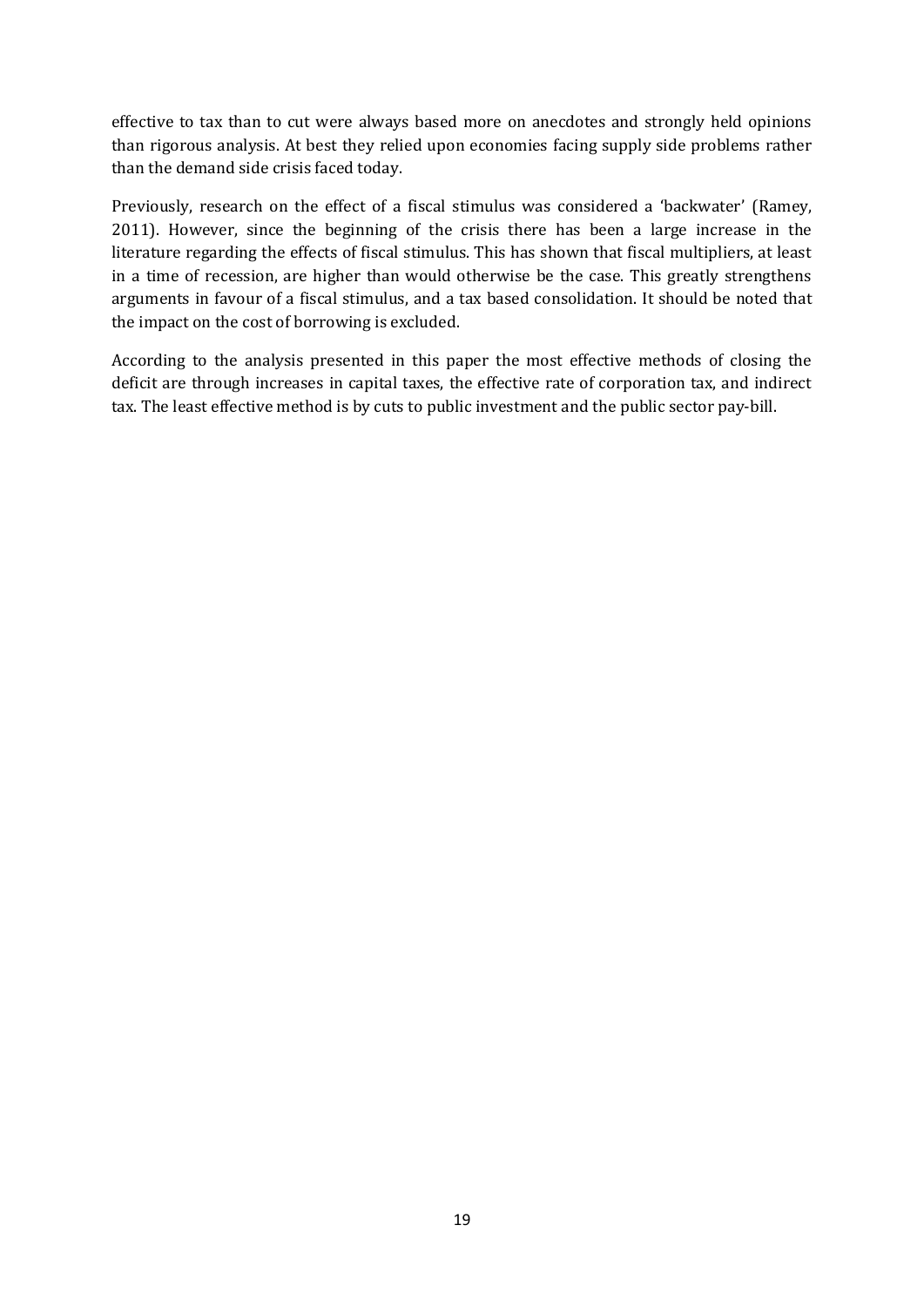effective to tax than to cut were always based more on anecdotes and strongly held opinions than rigorous analysis. At best they relied upon economies facing supply side problems rather than the demand side crisis faced today.

Previously, research on the effect of a fiscal stimulus was considered a 'backwater' (Ramey, 2011). However, since the beginning of the crisis there has been a large increase in the literature regarding the effects of fiscal stimulus. This has shown that fiscal multipliers, at least in a time of recession, are higher than would otherwise be the case. This greatly strengthens arguments in favour of a fiscal stimulus, and a tax based consolidation. It should be noted that the impact on the cost of borrowing is excluded.

According to the analysis presented in this paper the most effective methods of closing the deficit are through increases in capital taxes, the effective rate of corporation tax, and indirect tax. The least effective method is by cuts to public investment and the public sector pay-bill.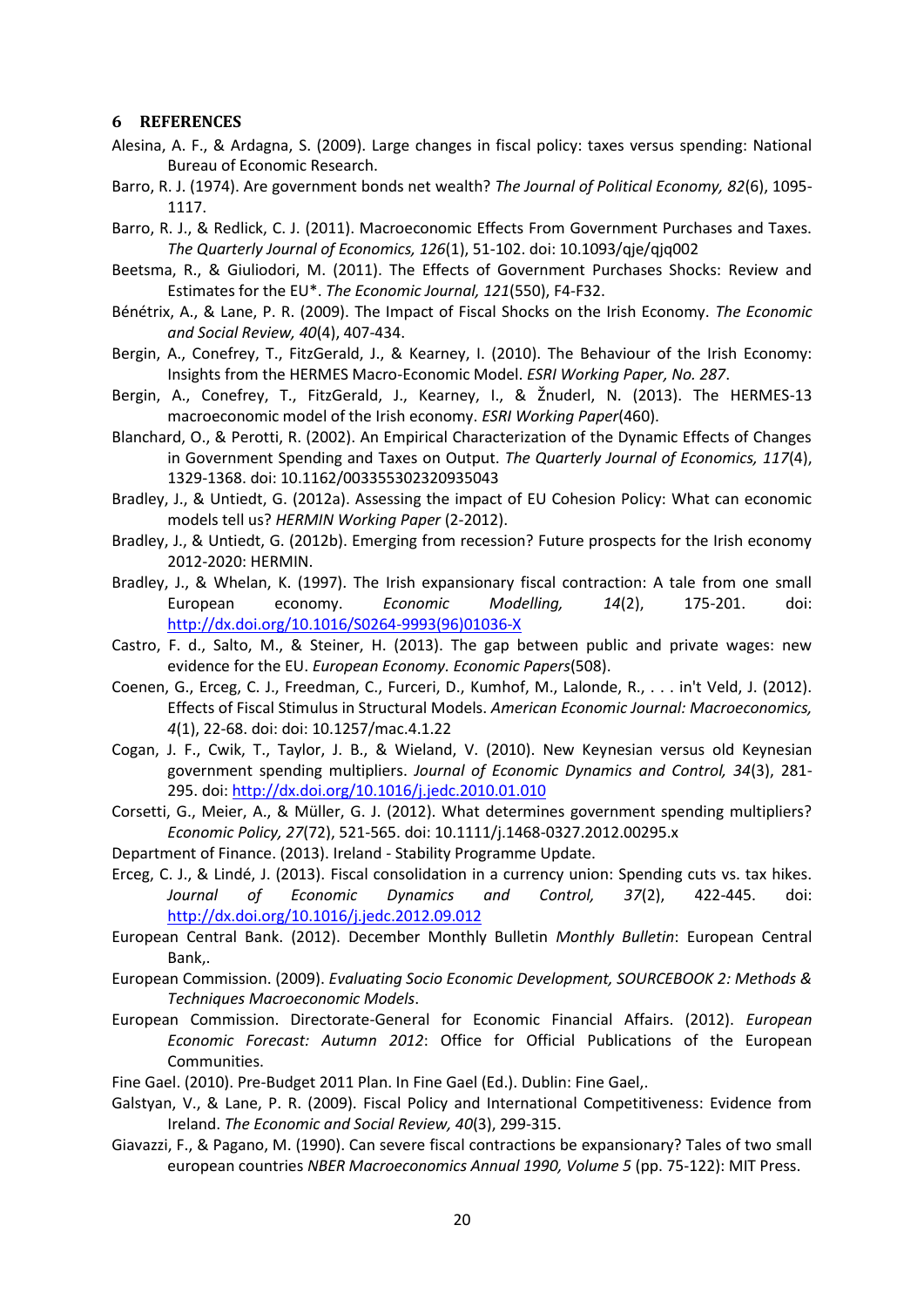## 6 REFERENCES

Alesina, A. F., & Ardagna, S. (2009). Large changes in fiscal policy: taxes versus spending: National Bureau of Economic Research.

Barro, R. J. (1974). Are government bonds net wealth? *The Journal of Political Economy, 82*(6), 1095-1117.

Barro, R. J., & Redlick, C. J. (2011). Macroeconomic Effects From Government Purchases and Taxes. *The Quarterly Journal of Economics, 126*(1), 51-102. doi: 10.1093/qje/qjq002

Beetsma, R., & Giuliodori, M. (2011). The Effects of Government Purchases Shocks: Review and Estimates for the EU\*. *The Economic Journal, 121*(550), F4-F32.

Bénétrix, A., & Lane, P. R. (2009). The Impact of Fiscal Shocks on the Irish Economy. *The Economic and Social Review, 40*(4), 407-434.

Bergin, A., Conefrey, T., FitzGerald, J., & Kearney, I. (2010). The Behaviour of the Irish Economy: Insights from the HERMES Macro-Economic Model. *ESRI Working Paper, No. 287*.

Bergin, A., Conefrey, T., FitzGerald, J., Kearney, I., & Žnuderl, N. (2013). The HERMES-13 macroeconomic model of the Irish economy. *ESRI Working Paper*(460).

Blanchard, O., & Perotti, R. (2002). An Empirical Characterization of the Dynamic Effects of Changes in Government Spending and Taxes on Output. *The Quarterly Journal of Economics, 117*(4), 1329-1368. doi: 10.1162/003355302320935043

Bradley, J., & Untiedt, G. (2012a). Assessing the impact of EU Cohesion Policy: What can economic models tell us? *HERMIN Working Paper* (2-2012).

Bradley, J., & Untiedt, G. (2012b). Emerging from recession? Future prospects for the Irish economy 2012-2020: HERMIN.

Bradley, J., & Whelan, K. (1997). The Irish expansionary fiscal contraction: A tale from one small European economy. *Economic Modelling, 14*(2), 175-201. doi: http://dx.doi.org/10.1016/S0264-9993(96)01036-X

Castro, F. d., Salto, M., & Steiner, H. (2013). The gap between public and private wages: new evidence for the EU. *European Economy. Economic Papers*(508).

Coenen, G., Erceg, C. J., Freedman, C., Furceri, D., Kumhof, M., Lalonde, R., . . . in't Veld, J. (2012). Effects of Fiscal Stimulus in Structural Models. *American Economic Journal: Macroeconomics, 4*(1), 22-68. doi: doi: 10.1257/mac.4.1.22

Cogan, J. F., Cwik, T., Taylor, J. B., & Wieland, V. (2010). New Keynesian versus old Keynesian government spending multipliers. *Journal of Economic Dynamics and Control, 34*(3), 281-295. doi: http://dx.doi.org/10.1016/j.jedc.2010.01.010

Corsetti, G., Meier, A., & Müller, G. J. (2012). What determines government spending multipliers? *Economic Policy, 27*(72), 521-565. doi: 10.1111/j.1468-0327.2012.00295.x

Department of Finance. (2013). Ireland - Stability Programme Update.

Erceg, C. J., & Lindé, J. (2013). Fiscal consolidation in a currency union: Spending cuts vs. tax hikes. *Journal of Economic Dynamics and Control, 37*(2), 422-445. doi: http://dx.doi.org/10.1016/j.jedc.2012.09.012

European Central Bank. (2012). December Monthly Bulletin *Monthly Bulletin*: European Central Bank,.

European Commission. (2009). *Evaluating Socio Economic Development, SOURCEBOOK 2: Methods & Techniques Macroeconomic Models*.

European Commission. Directorate-General for Economic Financial Affairs. (2012). *European Economic Forecast: Autumn 2012*: Office for Official Publications of the European Communities.

Fine Gael. (2010). Pre-Budget 2011 Plan. In Fine Gael (Ed.). Dublin: Fine Gael,.

Galstyan, V., & Lane, P. R. (2009). Fiscal Policy and International Competitiveness: Evidence from Ireland. *The Economic and Social Review, 40*(3), 299-315.

Giavazzi, F., & Pagano, M. (1990). Can severe fiscal contractions be expansionary? Tales of two small european countries *NBER Macroeconomics Annual 1990, Volume 5* (pp. 75-122): MIT Press.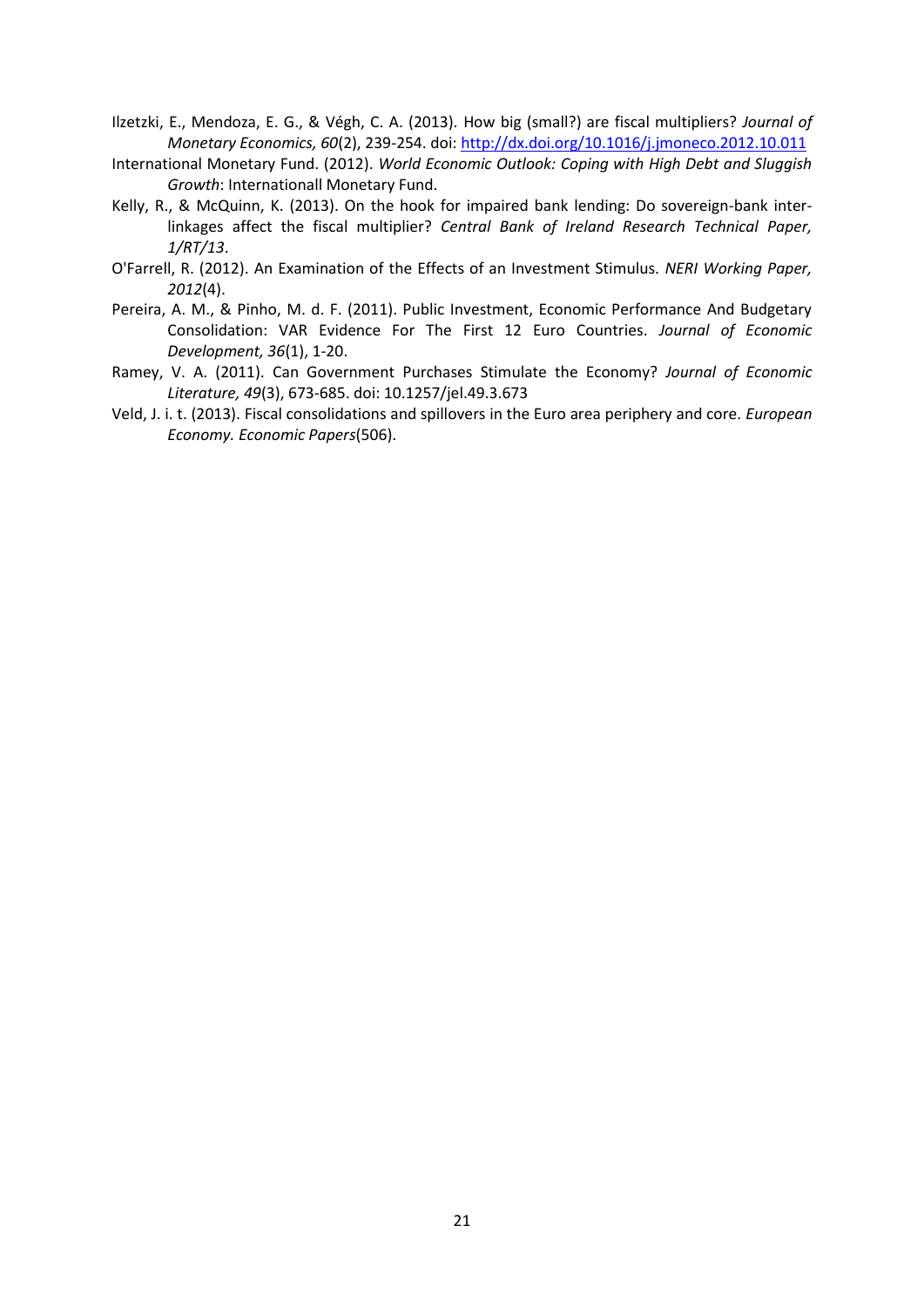Ilzetzki, E., Mendoza, E. G., & Végh, C. A. (2013). How big (small?) are fiscal multipliers? *Journal of Monetary Economics, 60*(2), 239-254. doi: http://dx.doi.org/10.1016/j.jmoneco.2012.10.011

International Monetary Fund. (2012). *World Economic Outlook: Coping with High Debt and Sluggish Growth*: Internationall Monetary Fund.

Kelly, R., & McQuinn, K. (2013). On the hook for impaired bank lending: Do sovereign-bank inter-linkages affect the fiscal multiplier? *Central Bank of Ireland Research Technical Paper, 1/RT/13*.

O'Farrell, R. (2012). An Examination of the Effects of an Investment Stimulus. *NERI Working Paper, 2012*(4).

Pereira, A. M., & Pinho, M. d. F. (2011). Public Investment, Economic Performance And Budgetary Consolidation: VAR Evidence For The First 12 Euro Countries. *Journal of Economic Development, 36*(1), 1-20.

Ramey, V. A. (2011). Can Government Purchases Stimulate the Economy? *Journal of Economic Literature, 49*(3), 673-685. doi: 10.1257/jel.49.3.673

Veld, J. i. t. (2013). Fiscal consolidations and spillovers in the Euro area periphery and core. *European Economy. Economic Papers*(506).